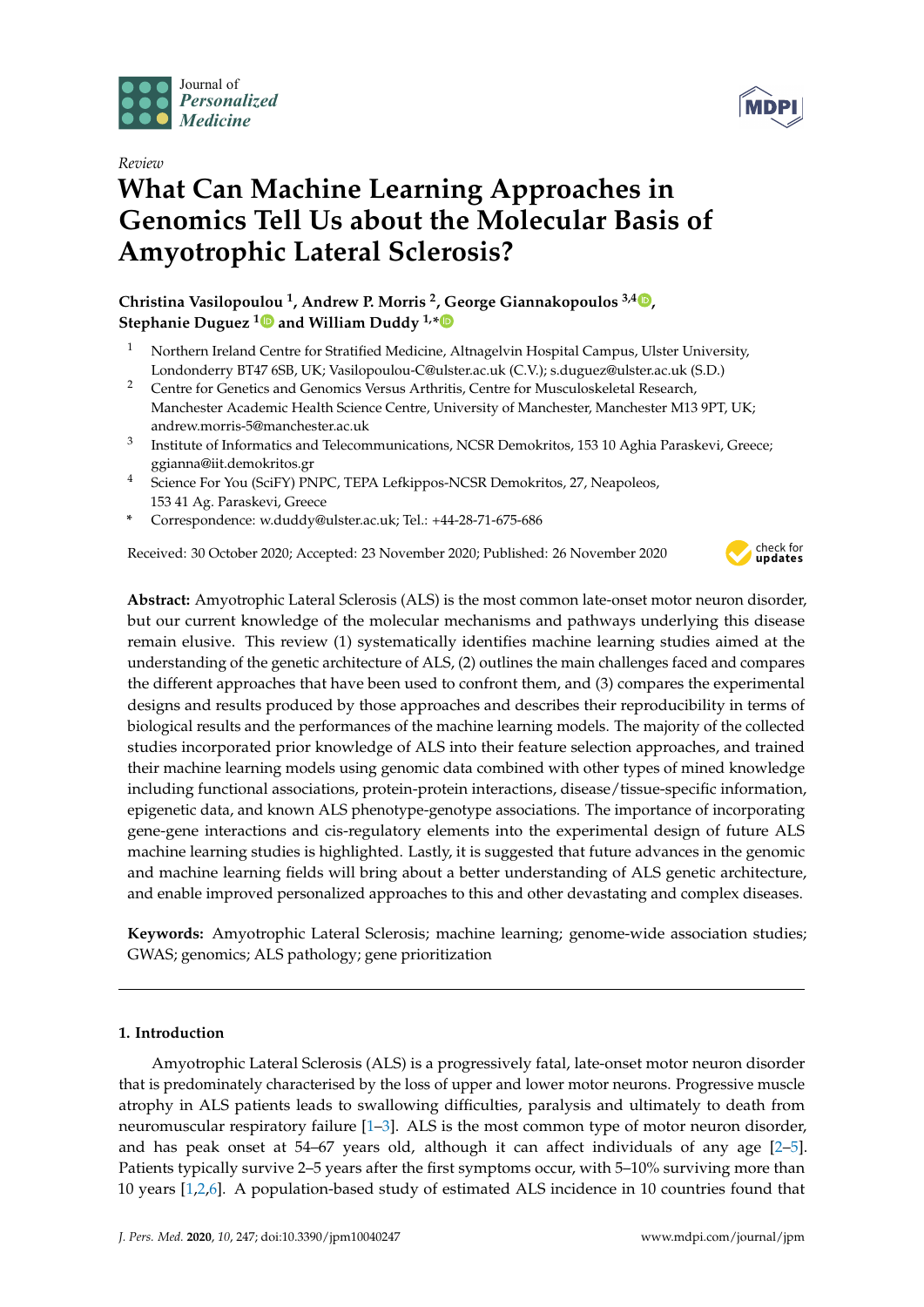Journal of *Personalized Medicine*

*Review*

# What Can Machine Learning Approaches in Genomics Tell Us about the Molecular Basis of Amyotrophic Lateral Sclerosis?

**Christina Vasilopoulou [1], Andrew P. Morris [2], George Giannakopoulos [3,4], Stephanie Duguez [1] and William Duddy [1,*]**

[1] Northern Ireland Centre for Stratified Medicine, Altnagelvin Hospital Campus, Ulster University, Londonderry BT47 6SB, UK; Vasilopoulou-C@ulster.ac.uk (C.V.); s.duguez@ulster.ac.uk (S.D.)

[2] Centre for Genetics and Genomics Versus Arthritis, Centre for Musculoskeletal Research, Manchester Academic Health Science Centre, University of Manchester, Manchester M13 9PT, UK; andrew.morris-5@manchester.ac.uk

[3] Institute of Informatics and Telecommunications, NCSR Demokritos, 153 10 Aghia Paraskevi, Greece; ggianna@iit.demokritos.gr

[4] Science For You (SciFY) PNPC, TEPA Lefkippos-NCSR Demokritos, 27, Neapoleos, 153 41 Ag. Paraskevi, Greece

[*] Correspondence: w.duddy@ulster.ac.uk; Tel.: +44-28-71-675-686

Received: 30 October 2020; Accepted: 23 November 2020; Published: 26 November 2020

**Abstract:** Amyotrophic Lateral Sclerosis (ALS) is the most common late-onset motor neuron disorder, but our current knowledge of the molecular mechanisms and pathways underlying this disease remain elusive. This review (1) systematically identifies machine learning studies aimed at the understanding of the genetic architecture of ALS, (2) outlines the main challenges faced and compares the different approaches that have been used to confront them, and (3) compares the experimental designs and results produced by those approaches and describes their reproducibility in terms of biological results and the performances of the machine learning models. The majority of the collected studies incorporated prior knowledge of ALS into their feature selection approaches, and trained their machine learning models using genomic data combined with other types of mined knowledge including functional associations, protein-protein interactions, disease/tissue-specific information, epigenetic data, and known ALS phenotype-genotype associations. The importance of incorporating gene-gene interactions and cis-regulatory elements into the experimental design of future ALS machine learning studies is highlighted. Lastly, it is suggested that future advances in the genomic and machine learning fields will bring about a better understanding of ALS genetic architecture, and enable improved personalized approaches to this and other devastating and complex diseases.

**Keywords:** Amyotrophic Lateral Sclerosis; machine learning; genome-wide association studies; GWAS; genomics; ALS pathology; gene prioritization

## 1. Introduction

Amyotrophic Lateral Sclerosis (ALS) is a progressively fatal, late-onset motor neuron disorder that is predominately characterised by the loss of upper and lower motor neurons. Progressive muscle atrophy in ALS patients leads to swallowing difficulties, paralysis and ultimately to death from neuromuscular respiratory failure [1–3]. ALS is the most common type of motor neuron disorder, and has peak onset at 54–67 years old, although it can affect individuals of any age [2–5]. Patients typically survive 2–5 years after the first symptoms occur, with 5–10% surviving more than 10 years [1,2,6]. A population-based study of estimated ALS incidence in 10 countries found that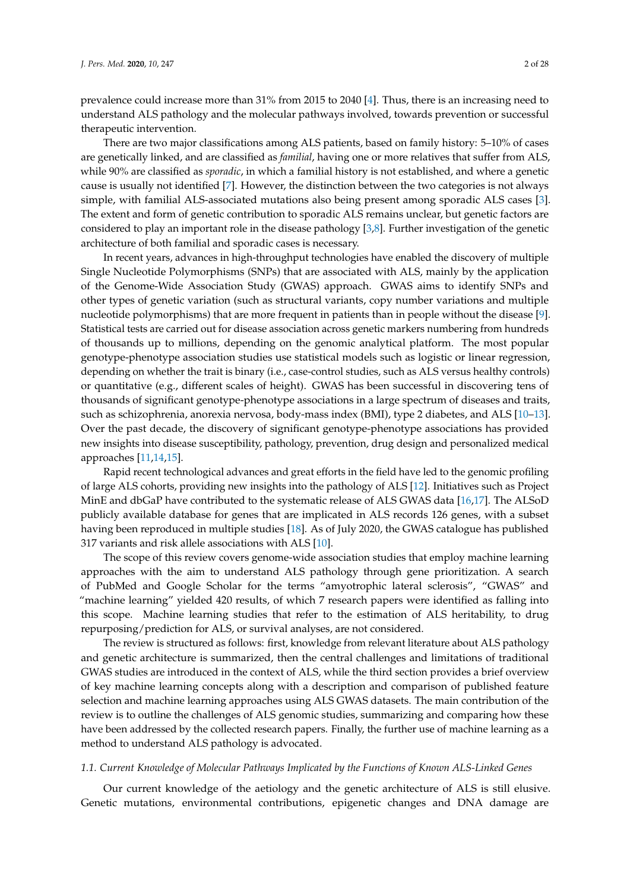prevalence could increase more than 31% from 2015 to 2040 [4]. Thus, there is an increasing need to understand ALS pathology and the molecular pathways involved, towards prevention or successful therapeutic intervention.

There are two major classifications among ALS patients, based on family history: 5–10% of cases are genetically linked, and are classified as *familial*, having one or more relatives that suffer from ALS, while 90% are classified as *sporadic*, in which a familial history is not established, and where a genetic cause is usually not identified [7]. However, the distinction between the two categories is not always simple, with familial ALS-associated mutations also being present among sporadic ALS cases [3]. The extent and form of genetic contribution to sporadic ALS remains unclear, but genetic factors are considered to play an important role in the disease pathology [3,8]. Further investigation of the genetic architecture of both familial and sporadic cases is necessary.

In recent years, advances in high-throughput technologies have enabled the discovery of multiple Single Nucleotide Polymorphisms (SNPs) that are associated with ALS, mainly by the application of the Genome-Wide Association Study (GWAS) approach. GWAS aims to identify SNPs and other types of genetic variation (such as structural variants, copy number variations and multiple nucleotide polymorphisms) that are more frequent in patients than in people without the disease [9]. Statistical tests are carried out for disease association across genetic markers numbering from hundreds of thousands up to millions, depending on the genomic analytical platform. The most popular genotype-phenotype association studies use statistical models such as logistic or linear regression, depending on whether the trait is binary (i.e., case-control studies, such as ALS versus healthy controls) or quantitative (e.g., different scales of height). GWAS has been successful in discovering tens of thousands of significant genotype-phenotype associations in a large spectrum of diseases and traits, such as schizophrenia, anorexia nervosa, body-mass index (BMI), type 2 diabetes, and ALS [10–13]. Over the past decade, the discovery of significant genotype-phenotype associations has provided new insights into disease susceptibility, pathology, prevention, drug design and personalized medical approaches [11,14,15].

Rapid recent technological advances and great efforts in the field have led to the genomic profiling of large ALS cohorts, providing new insights into the pathology of ALS [12]. Initiatives such as Project MinE and dbGaP have contributed to the systematic release of ALS GWAS data [16,17]. The ALSoD publicly available database for genes that are implicated in ALS records 126 genes, with a subset having been reproduced in multiple studies [18]. As of July 2020, the GWAS catalogue has published 317 variants and risk allele associations with ALS [10].

The scope of this review covers genome-wide association studies that employ machine learning approaches with the aim to understand ALS pathology through gene prioritization. A search of PubMed and Google Scholar for the terms "amyotrophic lateral sclerosis", "GWAS" and "machine learning" yielded 420 results, of which 7 research papers were identified as falling into this scope. Machine learning studies that refer to the estimation of ALS heritability, to drug repurposing/prediction for ALS, or survival analyses, are not considered.

The review is structured as follows: first, knowledge from relevant literature about ALS pathology and genetic architecture is summarized, then the central challenges and limitations of traditional GWAS studies are introduced in the context of ALS, while the third section provides a brief overview of key machine learning concepts along with a description and comparison of published feature selection and machine learning approaches using ALS GWAS datasets. The main contribution of the review is to outline the challenges of ALS genomic studies, summarizing and comparing how these have been addressed by the collected research papers. Finally, the further use of machine learning as a method to understand ALS pathology is advocated.

### *1.1. Current Knowledge of Molecular Pathways Implicated by the Functions of Known ALS-Linked Genes*

Our current knowledge of the aetiology and the genetic architecture of ALS is still elusive. Genetic mutations, environmental contributions, epigenetic changes and DNA damage are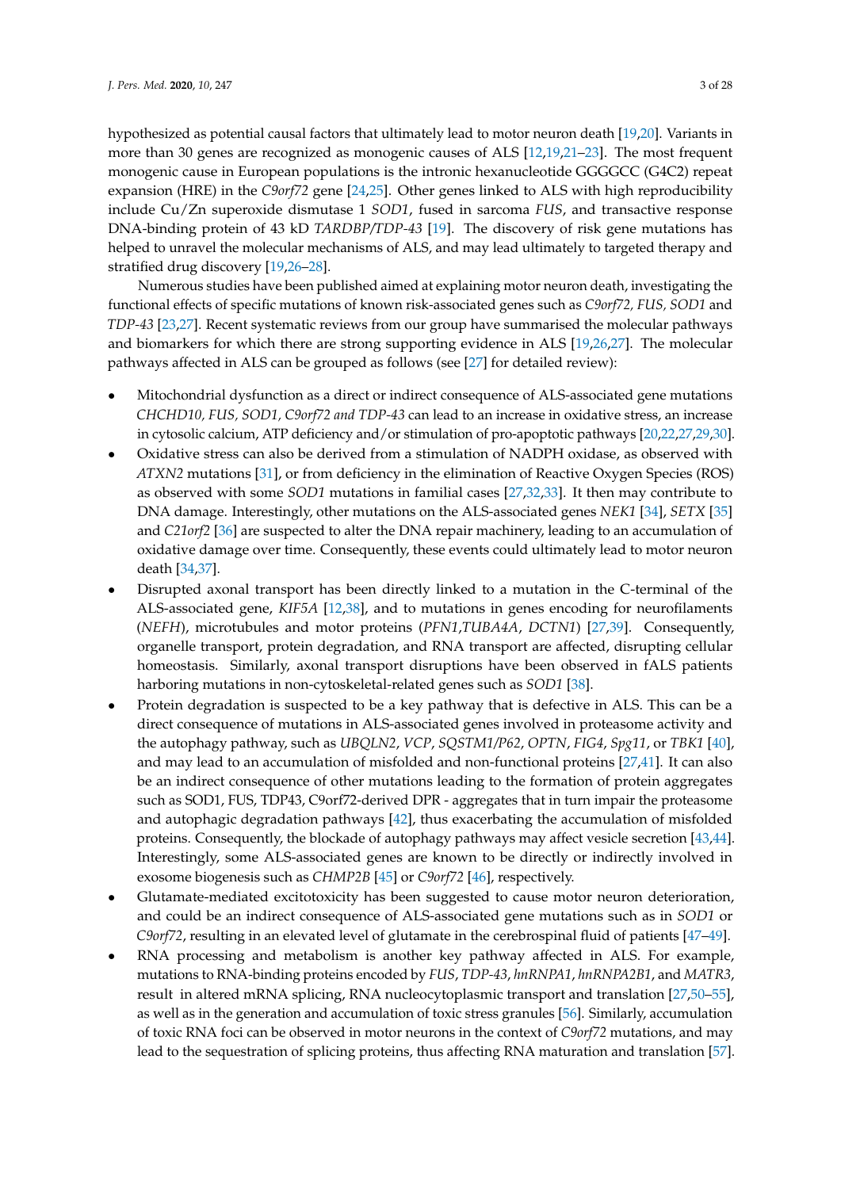hypothesized as potential causal factors that ultimately lead to motor neuron death [19,20]. Variants in more than 30 genes are recognized as monogenic causes of ALS [12,19,21–23]. The most frequent monogenic cause in European populations is the intronic hexanucleotide GGGGCC (G4C2) repeat expansion (HRE) in the *C9orf72* gene [24,25]. Other genes linked to ALS with high reproducibility include Cu/Zn superoxide dismutase 1 *SOD1*, fused in sarcoma *FUS*, and transactive response DNA-binding protein of 43 kD *TARDBP/TDP-43* [19]. The discovery of risk gene mutations has helped to unravel the molecular mechanisms of ALS, and may lead ultimately to targeted therapy and stratified drug discovery [19,26–28].

Numerous studies have been published aimed at explaining motor neuron death, investigating the functional effects of specific mutations of known risk-associated genes such as *C9orf72, FUS, SOD1* and *TDP-43* [23,27]. Recent systematic reviews from our group have summarised the molecular pathways and biomarkers for which there are strong supporting evidence in ALS [19,26,27]. The molecular pathways affected in ALS can be grouped as follows (see [27] for detailed review):

- Mitochondrial dysfunction as a direct or indirect consequence of ALS-associated gene mutations *CHCHD10, FUS, SOD1, C9orf72 and TDP-43* can lead to an increase in oxidative stress, an increase in cytosolic calcium, ATP deficiency and/or stimulation of pro-apoptotic pathways [20,22,27,29,30].
- Oxidative stress can also be derived from a stimulation of NADPH oxidase, as observed with *ATXN2* mutations [31], or from deficiency in the elimination of Reactive Oxygen Species (ROS) as observed with some *SOD1* mutations in familial cases [27,32,33]. It then may contribute to DNA damage. Interestingly, other mutations on the ALS-associated genes *NEK1* [34], *SETX* [35] and *C21orf2* [36] are suspected to alter the DNA repair machinery, leading to an accumulation of oxidative damage over time. Consequently, these events could ultimately lead to motor neuron death [34,37].
- Disrupted axonal transport has been directly linked to a mutation in the C-terminal of the ALS-associated gene, *KIF5A* [12,38], and to mutations in genes encoding for neurofilaments (*NEFH*), microtubules and motor proteins (*PFN1*,*TUBA4A*, *DCTN1*) [27,39]. Consequently, organelle transport, protein degradation, and RNA transport are affected, disrupting cellular homeostasis. Similarly, axonal transport disruptions have been observed in fALS patients harboring mutations in non-cytoskeletal-related genes such as *SOD1* [38].
- Protein degradation is suspected to be a key pathway that is defective in ALS. This can be a direct consequence of mutations in ALS-associated genes involved in proteasome activity and the autophagy pathway, such as *UBQLN2*, *VCP*, *SQSTM1/P62*, *OPTN*, *FIG4*, *Spg11*, or *TBK1* [40], and may lead to an accumulation of misfolded and non-functional proteins [27,41]. It can also be an indirect consequence of other mutations leading to the formation of protein aggregates such as SOD1, FUS, TDP43, C9orf72-derived DPR - aggregates that in turn impair the proteasome and autophagic degradation pathways [42], thus exacerbating the accumulation of misfolded proteins. Consequently, the blockade of autophagy pathways may affect vesicle secretion [43,44]. Interestingly, some ALS-associated genes are known to be directly or indirectly involved in exosome biogenesis such as *CHMP2B* [45] or *C9orf72* [46], respectively.
- Glutamate-mediated excitotoxicity has been suggested to cause motor neuron deterioration, and could be an indirect consequence of ALS-associated gene mutations such as in *SOD1* or *C9orf72*, resulting in an elevated level of glutamate in the cerebrospinal fluid of patients [47–49].
- RNA processing and metabolism is another key pathway affected in ALS. For example, mutations to RNA-binding proteins encoded by *FUS*, *TDP-43*, *hnRNPA1*, *hnRNPA2B1*, and *MATR3*, result in altered mRNA splicing, RNA nucleocytoplasmic transport and translation [27,50–55], as well as in the generation and accumulation of toxic stress granules [56]. Similarly, accumulation of toxic RNA foci can be observed in motor neurons in the context of *C9orf72* mutations, and may lead to the sequestration of splicing proteins, thus affecting RNA maturation and translation [57].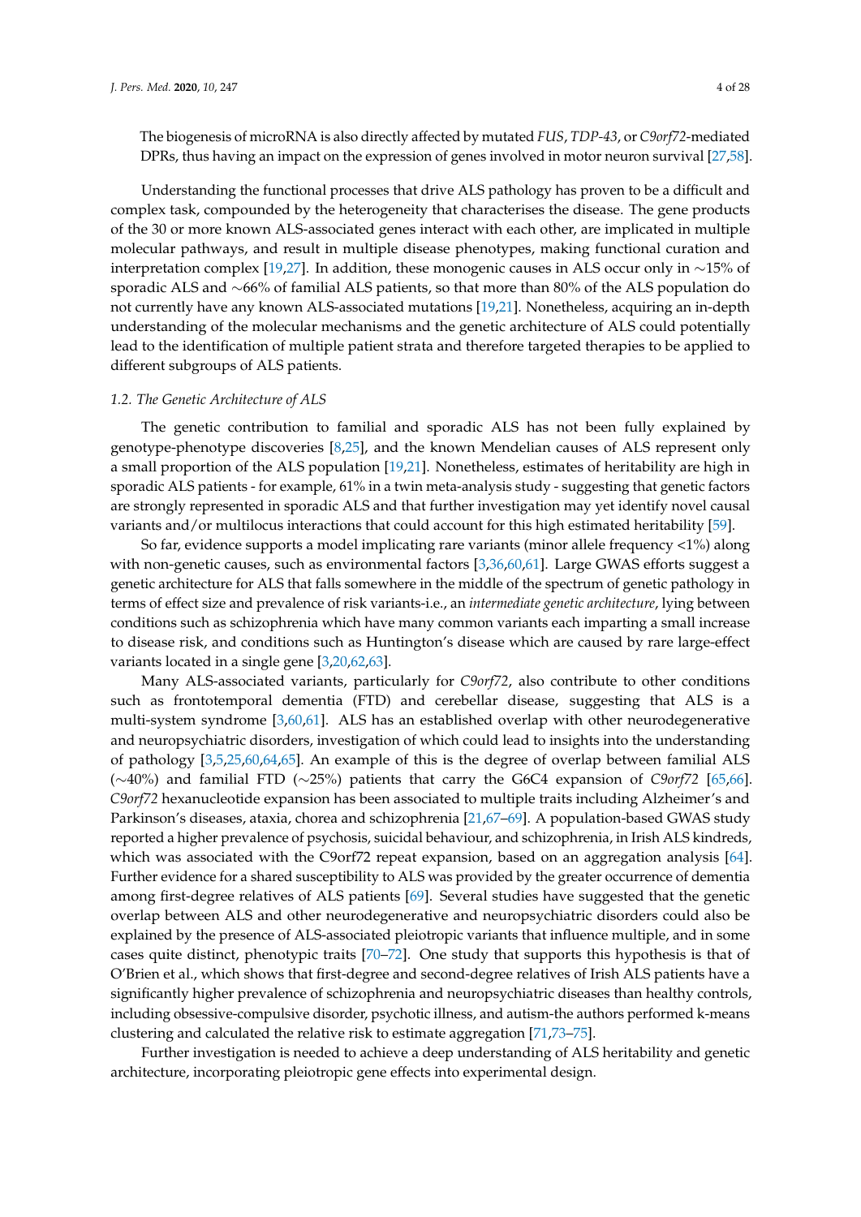The biogenesis of microRNA is also directly affected by mutated *FUS*, *TDP-43*, or *C9orf72*-mediated DPRs, thus having an impact on the expression of genes involved in motor neuron survival [27,58].

Understanding the functional processes that drive ALS pathology has proven to be a difficult and complex task, compounded by the heterogeneity that characterises the disease. The gene products of the 30 or more known ALS-associated genes interact with each other, are implicated in multiple molecular pathways, and result in multiple disease phenotypes, making functional curation and interpretation complex [19,27]. In addition, these monogenic causes in ALS occur only in ∼15% of sporadic ALS and ∼66% of familial ALS patients, so that more than 80% of the ALS population do not currently have any known ALS-associated mutations [19,21]. Nonetheless, acquiring an in-depth understanding of the molecular mechanisms and the genetic architecture of ALS could potentially lead to the identification of multiple patient strata and therefore targeted therapies to be applied to different subgroups of ALS patients.

### 1.2. The Genetic Architecture of ALS

The genetic contribution to familial and sporadic ALS has not been fully explained by genotype-phenotype discoveries [8,25], and the known Mendelian causes of ALS represent only a small proportion of the ALS population [19,21]. Nonetheless, estimates of heritability are high in sporadic ALS patients - for example, 61% in a twin meta-analysis study - suggesting that genetic factors are strongly represented in sporadic ALS and that further investigation may yet identify novel causal variants and/or multilocus interactions that could account for this high estimated heritability [59].

So far, evidence supports a model implicating rare variants (minor allele frequency <1%) along with non-genetic causes, such as environmental factors [3,36,60,61]. Large GWAS efforts suggest a genetic architecture for ALS that falls somewhere in the middle of the spectrum of genetic pathology in terms of effect size and prevalence of risk variants-i.e., an *intermediate genetic architecture*, lying between conditions such as schizophrenia which have many common variants each imparting a small increase to disease risk, and conditions such as Huntington's disease which are caused by rare large-effect variants located in a single gene [3,20,62,63].

Many ALS-associated variants, particularly for *C9orf72*, also contribute to other conditions such as frontotemporal dementia (FTD) and cerebellar disease, suggesting that ALS is a multi-system syndrome [3,60,61]. ALS has an established overlap with other neurodegenerative and neuropsychiatric disorders, investigation of which could lead to insights into the understanding of pathology [3,5,25,60,64,65]. An example of this is the degree of overlap between familial ALS (∼40%) and familial FTD (∼25%) patients that carry the G6C4 expansion of *C9orf72* [65,66]. *C9orf72* hexanucleotide expansion has been associated to multiple traits including Alzheimer's and Parkinson's diseases, ataxia, chorea and schizophrenia [21,67–69]. A population-based GWAS study reported a higher prevalence of psychosis, suicidal behaviour, and schizophrenia, in Irish ALS kindreds, which was associated with the C9orf72 repeat expansion, based on an aggregation analysis [64]. Further evidence for a shared susceptibility to ALS was provided by the greater occurrence of dementia among first-degree relatives of ALS patients [69]. Several studies have suggested that the genetic overlap between ALS and other neurodegenerative and neuropsychiatric disorders could also be explained by the presence of ALS-associated pleiotropic variants that influence multiple, and in some cases quite distinct, phenotypic traits [70–72]. One study that supports this hypothesis is that of O'Brien et al., which shows that first-degree and second-degree relatives of Irish ALS patients have a significantly higher prevalence of schizophrenia and neuropsychiatric diseases than healthy controls, including obsessive-compulsive disorder, psychotic illness, and autism-the authors performed k-means clustering and calculated the relative risk to estimate aggregation [71,73–75].

Further investigation is needed to achieve a deep understanding of ALS heritability and genetic architecture, incorporating pleiotropic gene effects into experimental design.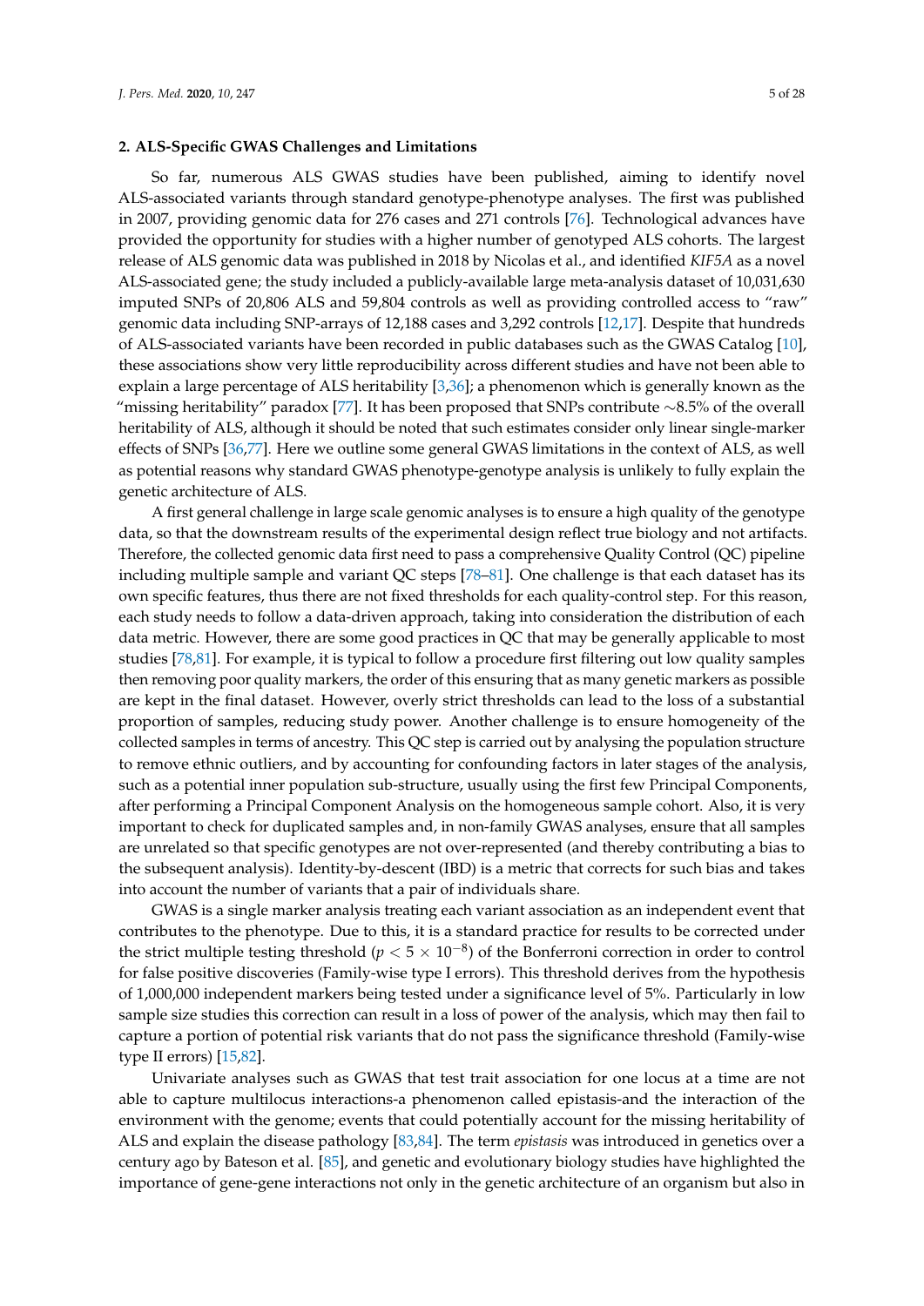## 2. ALS-Specific GWAS Challenges and Limitations

So far, numerous ALS GWAS studies have been published, aiming to identify novel ALS-associated variants through standard genotype-phenotype analyses. The first was published in 2007, providing genomic data for 276 cases and 271 controls [76]. Technological advances have provided the opportunity for studies with a higher number of genotyped ALS cohorts. The largest release of ALS genomic data was published in 2018 by Nicolas et al., and identified *KIF5A* as a novel ALS-associated gene; the study included a publicly-available large meta-analysis dataset of 10,031,630 imputed SNPs of 20,806 ALS and 59,804 controls as well as providing controlled access to "raw" genomic data including SNP-arrays of 12,188 cases and 3,292 controls [12,17]. Despite that hundreds of ALS-associated variants have been recorded in public databases such as the GWAS Catalog [10], these associations show very little reproducibility across different studies and have not been able to explain a large percentage of ALS heritability [3,36]; a phenomenon which is generally known as the "missing heritability" paradox [77]. It has been proposed that SNPs contribute ∼8.5% of the overall heritability of ALS, although it should be noted that such estimates consider only linear single-marker effects of SNPs [36,77]. Here we outline some general GWAS limitations in the context of ALS, as well as potential reasons why standard GWAS phenotype-genotype analysis is unlikely to fully explain the genetic architecture of ALS.

A first general challenge in large scale genomic analyses is to ensure a high quality of the genotype data, so that the downstream results of the experimental design reflect true biology and not artifacts. Therefore, the collected genomic data first need to pass a comprehensive Quality Control (QC) pipeline including multiple sample and variant QC steps [78–81]. One challenge is that each dataset has its own specific features, thus there are not fixed thresholds for each quality-control step. For this reason, each study needs to follow a data-driven approach, taking into consideration the distribution of each data metric. However, there are some good practices in QC that may be generally applicable to most studies [78,81]. For example, it is typical to follow a procedure first filtering out low quality samples then removing poor quality markers, the order of this ensuring that as many genetic markers as possible are kept in the final dataset. However, overly strict thresholds can lead to the loss of a substantial proportion of samples, reducing study power. Another challenge is to ensure homogeneity of the collected samples in terms of ancestry. This QC step is carried out by analysing the population structure to remove ethnic outliers, and by accounting for confounding factors in later stages of the analysis, such as a potential inner population sub-structure, usually using the first few Principal Components, after performing a Principal Component Analysis on the homogeneous sample cohort. Also, it is very important to check for duplicated samples and, in non-family GWAS analyses, ensure that all samples are unrelated so that specific genotypes are not over-represented (and thereby contributing a bias to the subsequent analysis). Identity-by-descent (IBD) is a metric that corrects for such bias and takes into account the number of variants that a pair of individuals share.

GWAS is a single marker analysis treating each variant association as an independent event that contributes to the phenotype. Due to this, it is a standard practice for results to be corrected under the strict multiple testing threshold ($p < 5 \times 10^{-8}$) of the Bonferroni correction in order to control for false positive discoveries (Family-wise type I errors). This threshold derives from the hypothesis of 1,000,000 independent markers being tested under a significance level of 5%. Particularly in low sample size studies this correction can result in a loss of power of the analysis, which may then fail to capture a portion of potential risk variants that do not pass the significance threshold (Family-wise type II errors) [15,82].

Univariate analyses such as GWAS that test trait association for one locus at a time are not able to capture multilocus interactions-a phenomenon called epistasis-and the interaction of the environment with the genome; events that could potentially account for the missing heritability of ALS and explain the disease pathology [83,84]. The term *epistasis* was introduced in genetics over a century ago by Bateson et al. [85], and genetic and evolutionary biology studies have highlighted the importance of gene-gene interactions not only in the genetic architecture of an organism but also in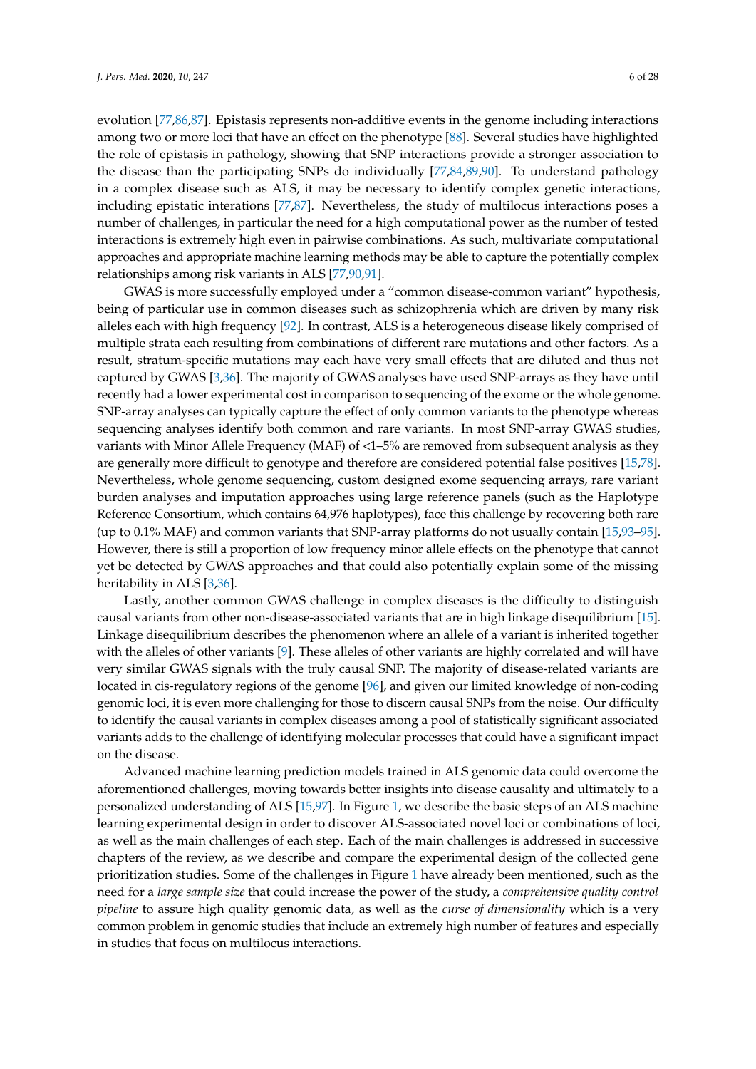evolution [77,86,87]. Epistasis represents non-additive events in the genome including interactions among two or more loci that have an effect on the phenotype [88]. Several studies have highlighted the role of epistasis in pathology, showing that SNP interactions provide a stronger association to the disease than the participating SNPs do individually [77,84,89,90]. To understand pathology in a complex disease such as ALS, it may be necessary to identify complex genetic interactions, including epistatic interations [77,87]. Nevertheless, the study of multilocus interactions poses a number of challenges, in particular the need for a high computational power as the number of tested interactions is extremely high even in pairwise combinations. As such, multivariate computational approaches and appropriate machine learning methods may be able to capture the potentially complex relationships among risk variants in ALS [77,90,91].

GWAS is more successfully employed under a "common disease-common variant" hypothesis, being of particular use in common diseases such as schizophrenia which are driven by many risk alleles each with high frequency [92]. In contrast, ALS is a heterogeneous disease likely comprised of multiple strata each resulting from combinations of different rare mutations and other factors. As a result, stratum-specific mutations may each have very small effects that are diluted and thus not captured by GWAS [3,36]. The majority of GWAS analyses have used SNP-arrays as they have until recently had a lower experimental cost in comparison to sequencing of the exome or the whole genome. SNP-array analyses can typically capture the effect of only common variants to the phenotype whereas sequencing analyses identify both common and rare variants. In most SNP-array GWAS studies, variants with Minor Allele Frequency (MAF) of <1–5% are removed from subsequent analysis as they are generally more difficult to genotype and therefore are considered potential false positives [15,78]. Nevertheless, whole genome sequencing, custom designed exome sequencing arrays, rare variant burden analyses and imputation approaches using large reference panels (such as the Haplotype Reference Consortium, which contains 64,976 haplotypes), face this challenge by recovering both rare (up to 0.1% MAF) and common variants that SNP-array platforms do not usually contain [15,93–95]. However, there is still a proportion of low frequency minor allele effects on the phenotype that cannot yet be detected by GWAS approaches and that could also potentially explain some of the missing heritability in ALS [3,36].

Lastly, another common GWAS challenge in complex diseases is the difficulty to distinguish causal variants from other non-disease-associated variants that are in high linkage disequilibrium [15]. Linkage disequilibrium describes the phenomenon where an allele of a variant is inherited together with the alleles of other variants [9]. These alleles of other variants are highly correlated and will have very similar GWAS signals with the truly causal SNP. The majority of disease-related variants are located in cis-regulatory regions of the genome [96], and given our limited knowledge of non-coding genomic loci, it is even more challenging for those to discern causal SNPs from the noise. Our difficulty to identify the causal variants in complex diseases among a pool of statistically significant associated variants adds to the challenge of identifying molecular processes that could have a significant impact on the disease.

Advanced machine learning prediction models trained in ALS genomic data could overcome the aforementioned challenges, moving towards better insights into disease causality and ultimately to a personalized understanding of ALS [15,97]. In Figure 1, we describe the basic steps of an ALS machine learning experimental design in order to discover ALS-associated novel loci or combinations of loci, as well as the main challenges of each step. Each of the main challenges is addressed in successive chapters of the review, as we describe and compare the experimental design of the collected gene prioritization studies. Some of the challenges in Figure 1 have already been mentioned, such as the need for a *large sample size* that could increase the power of the study, a *comprehensive quality control pipeline* to assure high quality genomic data, as well as the *curse of dimensionality* which is a very common problem in genomic studies that include an extremely high number of features and especially in studies that focus on multilocus interactions.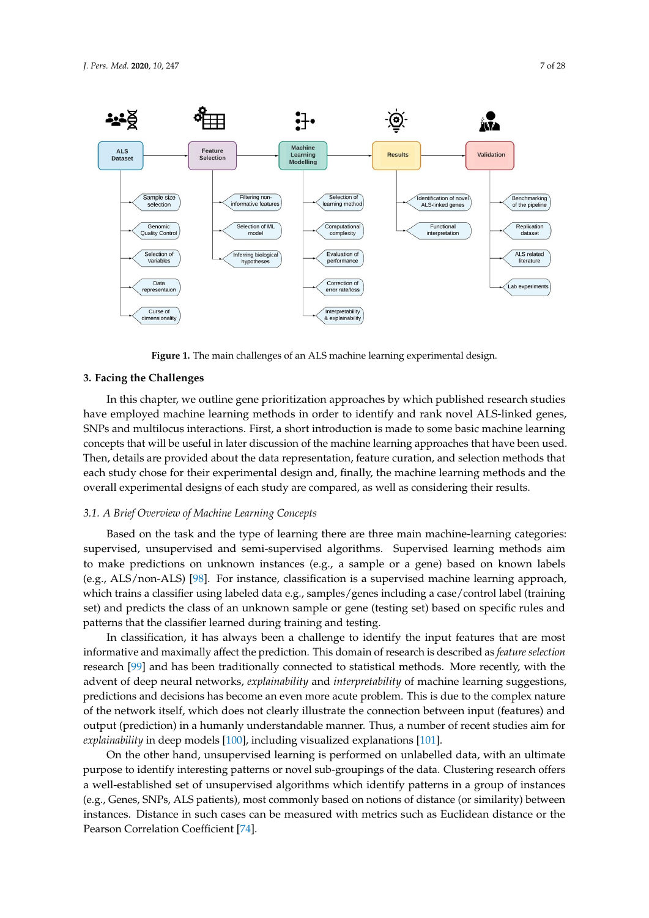ALS Dataset

Feature Selection

Machine Learning Modelling

Results

Validation

Sample size selection

Genomic Quality Control

Selection of Variables

Data representaion

Curse of dimensionality

Filtering non-informative features

Selection of ML model

Inferring biological hypotheses

Selection of learning method

Computational complexity

Evaluation of performance

Correction of error rate/loss

Interpretability & explainability

Identification of novel ALS-linked genes

Functional interpretation

Benchmarking of the pipeline

Replication dataset

ALS related literature

Lab experiments

**Figure 1.** The main challenges of an ALS machine learning experimental design.

## 3. Facing the Challenges

In this chapter, we outline gene prioritization approaches by which published research studies have employed machine learning methods in order to identify and rank novel ALS-linked genes, SNPs and multilocus interactions. First, a short introduction is made to some basic machine learning concepts that will be useful in later discussion of the machine learning approaches that have been used. Then, details are provided about the data representation, feature curation, and selection methods that each study chose for their experimental design and, finally, the machine learning methods and the overall experimental designs of each study are compared, as well as considering their results.

### *3.1. A Brief Overview of Machine Learning Concepts*

Based on the task and the type of learning there are three main machine-learning categories: supervised, unsupervised and semi-supervised algorithms. Supervised learning methods aim to make predictions on unknown instances (e.g., a sample or a gene) based on known labels (e.g., ALS/non-ALS) [98]. For instance, classification is a supervised machine learning approach, which trains a classifier using labeled data e.g., samples/genes including a case/control label (training set) and predicts the class of an unknown sample or gene (testing set) based on specific rules and patterns that the classifier learned during training and testing.

In classification, it has always been a challenge to identify the input features that are most informative and maximally affect the prediction. This domain of research is described as *feature selection* research [99] and has been traditionally connected to statistical methods. More recently, with the advent of deep neural networks, *explainability* and *interpretability* of machine learning suggestions, predictions and decisions has become an even more acute problem. This is due to the complex nature of the network itself, which does not clearly illustrate the connection between input (features) and output (prediction) in a humanly understandable manner. Thus, a number of recent studies aim for *explainability* in deep models [100], including visualized explanations [101].

On the other hand, unsupervised learning is performed on unlabelled data, with an ultimate purpose to identify interesting patterns or novel sub-groupings of the data. Clustering research offers a well-established set of unsupervised algorithms which identify patterns in a group of instances (e.g., Genes, SNPs, ALS patients), most commonly based on notions of distance (or similarity) between instances. Distance in such cases can be measured with metrics such as Euclidean distance or the Pearson Correlation Coefficient [74].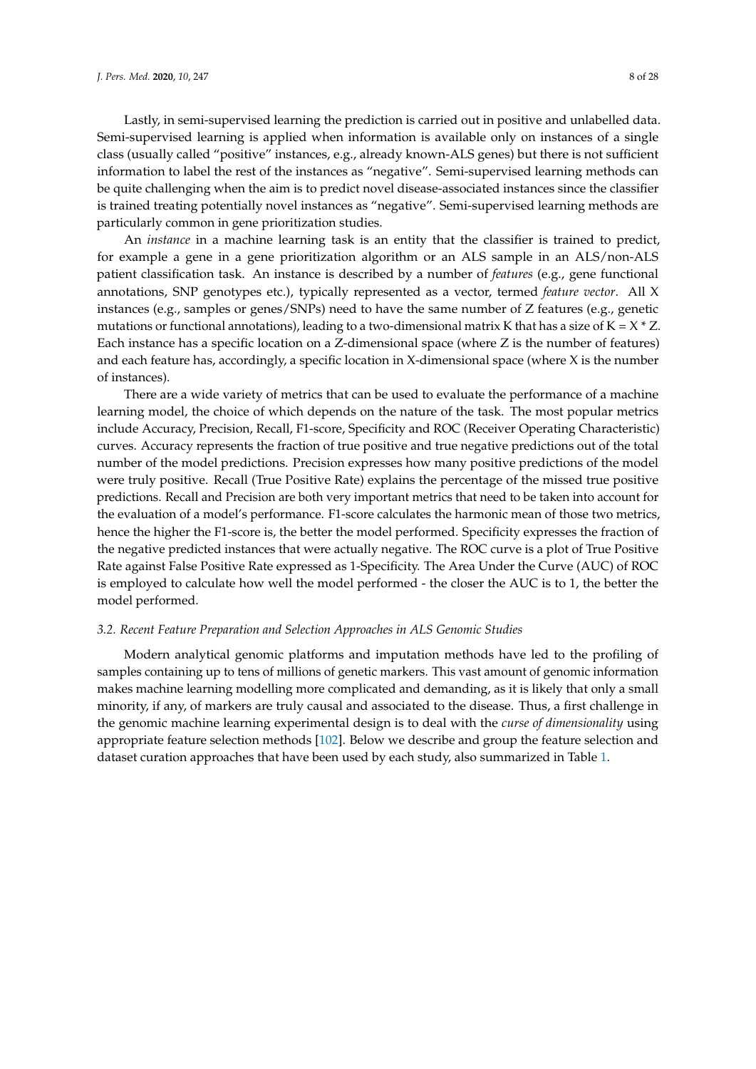Lastly, in semi-supervised learning the prediction is carried out in positive and unlabelled data. Semi-supervised learning is applied when information is available only on instances of a single class (usually called "positive" instances, e.g., already known-ALS genes) but there is not sufficient information to label the rest of the instances as "negative". Semi-supervised learning methods can be quite challenging when the aim is to predict novel disease-associated instances since the classifier is trained treating potentially novel instances as "negative". Semi-supervised learning methods are particularly common in gene prioritization studies.

An *instance* in a machine learning task is an entity that the classifier is trained to predict, for example a gene in a gene prioritization algorithm or an ALS sample in an ALS/non-ALS patient classification task. An instance is described by a number of *features* (e.g., gene functional annotations, SNP genotypes etc.), typically represented as a vector, termed *feature vector*. All X instances (e.g., samples or genes/SNPs) need to have the same number of Z features (e.g., genetic mutations or functional annotations), leading to a two-dimensional matrix K that has a size of $K = X * Z$. Each instance has a specific location on a Z-dimensional space (where Z is the number of features) and each feature has, accordingly, a specific location in X-dimensional space (where X is the number of instances).

There are a wide variety of metrics that can be used to evaluate the performance of a machine learning model, the choice of which depends on the nature of the task. The most popular metrics include Accuracy, Precision, Recall, F1-score, Specificity and ROC (Receiver Operating Characteristic) curves. Accuracy represents the fraction of true positive and true negative predictions out of the total number of the model predictions. Precision expresses how many positive predictions of the model were truly positive. Recall (True Positive Rate) explains the percentage of the missed true positive predictions. Recall and Precision are both very important metrics that need to be taken into account for the evaluation of a model's performance. F1-score calculates the harmonic mean of those two metrics, hence the higher the F1-score is, the better the model performed. Specificity expresses the fraction of the negative predicted instances that were actually negative. The ROC curve is a plot of True Positive Rate against False Positive Rate expressed as 1-Specificity. The Area Under the Curve (AUC) of ROC is employed to calculate how well the model performed - the closer the AUC is to 1, the better the model performed.

### *3.2. Recent Feature Preparation and Selection Approaches in ALS Genomic Studies*

Modern analytical genomic platforms and imputation methods have led to the profiling of samples containing up to tens of millions of genetic markers. This vast amount of genomic information makes machine learning modelling more complicated and demanding, as it is likely that only a small minority, if any, of markers are truly causal and associated to the disease. Thus, a first challenge in the genomic machine learning experimental design is to deal with the *curse of dimensionality* using appropriate feature selection methods [102]. Below we describe and group the feature selection and dataset curation approaches that have been used by each study, also summarized in Table 1.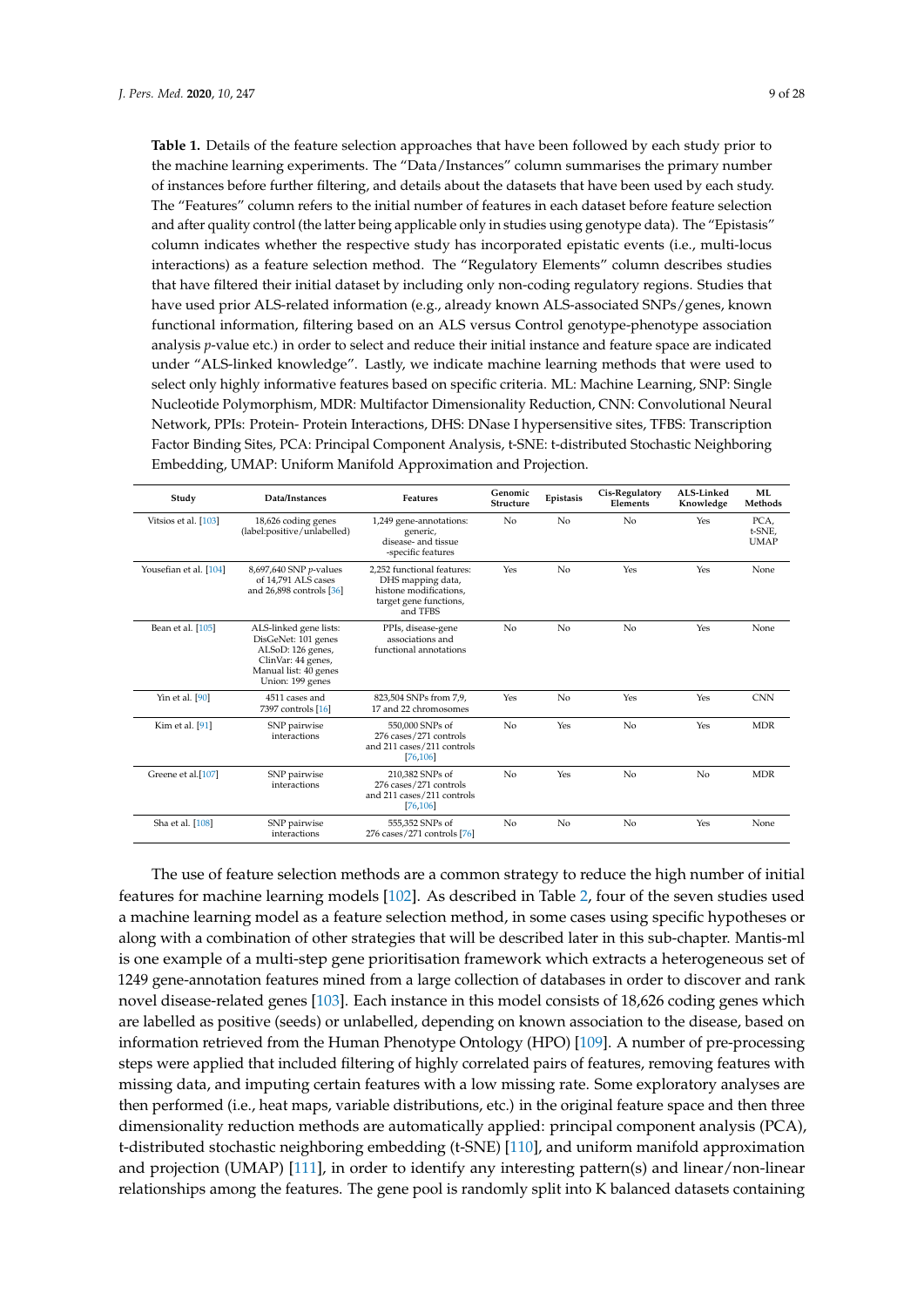**Table 1.** Details of the feature selection approaches that have been followed by each study prior to the machine learning experiments. The "Data/Instances" column summarises the primary number of instances before further filtering, and details about the datasets that have been used by each study. The "Features" column refers to the initial number of features in each dataset before feature selection and after quality control (the latter being applicable only in studies using genotype data). The "Epistasis" column indicates whether the respective study has incorporated epistatic events (i.e., multi-locus interactions) as a feature selection method. The "Regulatory Elements" column describes studies that have filtered their initial dataset by including only non-coding regulatory regions. Studies that have used prior ALS-related information (e.g., already known ALS-associated SNPs/genes, known functional information, filtering based on an ALS versus Control genotype-phenotype association analysis *p*-value etc.) in order to select and reduce their initial instance and feature space are indicated under "ALS-linked knowledge". Lastly, we indicate machine learning methods that were used to select only highly informative features based on specific criteria. ML: Machine Learning, SNP: Single Nucleotide Polymorphism, MDR: Multifactor Dimensionality Reduction, CNN: Convolutional Neural Network, PPIs: Protein- Protein Interactions, DHS: DNase I hypersensitive sites, TFBS: Transcription Factor Binding Sites, PCA: Principal Component Analysis, t-SNE: t-distributed Stochastic Neighboring Embedding, UMAP: Uniform Manifold Approximation and Projection.

| Study | Data/Instances | Features | Genomic Structure | Epistasis | Cis-Regulatory Elements | ALS-Linked Knowledge | ML Methods |
|---|---|---|---|---|---|---|---|
| Vitsios et al. [103] | 18,626 coding genes (label:positive/unlabelled) | 1,249 gene-annotations: generic, disease- and tissue -specific features | No | No | No | Yes | PCA, t-SNE, UMAP |
| Yousefian et al. [104] | 8,697,640 SNP *p*-values of 14,791 ALS cases and 26,898 controls [36] | 2,252 functional features: DHS mapping data, histone modifications, target gene functions, and TFBS | Yes | No | Yes | Yes | None |
| Bean et al. [105] | ALS-linked gene lists: DisGeNet: 101 genes ALSoD: 126 genes, ClinVar: 44 genes, Manual list: 40 genes Union: 199 genes | PPIs, disease-gene associations and functional annotations | No | No | No | Yes | None |
| Yin et al. [90] | 4511 cases and 7397 controls [16] | 823,504 SNPs from 7,9, 17 and 22 chromosomes | Yes | No | Yes | Yes | CNN |
| Kim et al. [91] | SNP pairwise interactions | 550,000 SNPs of 276 cases/271 controls and 211 cases/211 controls [76,106] | No | Yes | No | Yes | MDR |
| Greene et al.[107] | SNP pairwise interactions | 210,382 SNPs of 276 cases/271 controls and 211 cases/211 controls [76,106] | No | Yes | No | No | MDR |
| Sha et al. [108] | SNP pairwise interactions | 555,352 SNPs of 276 cases/271 controls [76] | No | No | No | Yes | None |

The use of feature selection methods are a common strategy to reduce the high number of initial features for machine learning models [102]. As described in Table 2, four of the seven studies used a machine learning model as a feature selection method, in some cases using specific hypotheses or along with a combination of other strategies that will be described later in this sub-chapter. Mantis-ml is one example of a multi-step gene prioritisation framework which extracts a heterogeneous set of 1249 gene-annotation features mined from a large collection of databases in order to discover and rank novel disease-related genes [103]. Each instance in this model consists of 18,626 coding genes which are labelled as positive (seeds) or unlabelled, depending on known association to the disease, based on information retrieved from the Human Phenotype Ontology (HPO) [109]. A number of pre-processing steps were applied that included filtering of highly correlated pairs of features, removing features with missing data, and imputing certain features with a low missing rate. Some exploratory analyses are then performed (i.e., heat maps, variable distributions, etc.) in the original feature space and then three dimensionality reduction methods are automatically applied: principal component analysis (PCA), t-distributed stochastic neighboring embedding (t-SNE) [110], and uniform manifold approximation and projection (UMAP) [111], in order to identify any interesting pattern(s) and linear/non-linear relationships among the features. The gene pool is randomly split into K balanced datasets containing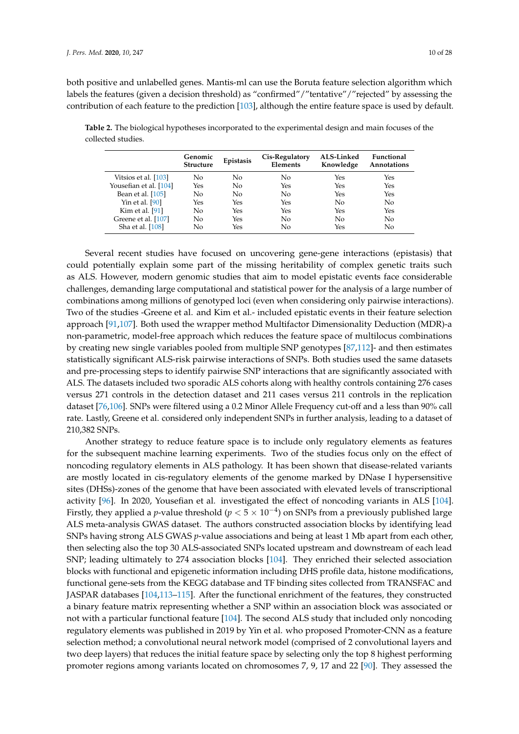both positive and unlabelled genes. Mantis-ml can use the Boruta feature selection algorithm which labels the features (given a decision threshold) as "confirmed"/"tentative"/"rejected" by assessing the contribution of each feature to the prediction [103], although the entire feature space is used by default.

**Table 2.** The biological hypotheses incorporated to the experimental design and main focuses of the collected studies.

| | Genomic Structure | Epistasis | Cis-Regulatory Elements | ALS-Linked Knowledge | Functional Annotations |
|---|---|---|---|---|---|
| Vitsios et al. [103] | No | No | No | Yes | Yes |
| Yousefian et al. [104] | Yes | No | Yes | Yes | Yes |
| Bean et al. [105] | No | No | No | Yes | Yes |
| Yin et al. [90] | Yes | Yes | Yes | No | No |
| Kim et al. [91] | No | Yes | Yes | Yes | Yes |
| Greene et al. [107] | No | Yes | No | No | No |
| Sha et al. [108] | No | Yes | No | Yes | No |

Several recent studies have focused on uncovering gene-gene interactions (epistasis) that could potentially explain some part of the missing heritability of complex genetic traits such as ALS. However, modern genomic studies that aim to model epistatic events face considerable challenges, demanding large computational and statistical power for the analysis of a large number of combinations among millions of genotyped loci (even when considering only pairwise interactions). Two of the studies -Greene et al. and Kim et al.- included epistatic events in their feature selection approach [91,107]. Both used the wrapper method Multifactor Dimensionality Deduction (MDR)-a non-parametric, model-free approach which reduces the feature space of multilocus combinations by creating new single variables pooled from multiple SNP genotypes [87,112]- and then estimates statistically significant ALS-risk pairwise interactions of SNPs. Both studies used the same datasets and pre-processing steps to identify pairwise SNP interactions that are significantly associated with ALS. The datasets included two sporadic ALS cohorts along with healthy controls containing 276 cases versus 271 controls in the detection dataset and 211 cases versus 211 controls in the replication dataset [76,106]. SNPs were filtered using a 0.2 Minor Allele Frequency cut-off and a less than 90% call rate. Lastly, Greene et al. considered only independent SNPs in further analysis, leading to a dataset of 210,382 SNPs.

Another strategy to reduce feature space is to include only regulatory elements as features for the subsequent machine learning experiments. Two of the studies focus only on the effect of noncoding regulatory elements in ALS pathology. It has been shown that disease-related variants are mostly located in cis-regulatory elements of the genome marked by DNase I hypersensitive sites (DHSs)-zones of the genome that have been associated with elevated levels of transcriptional activity [96]. In 2020, Yousefian et al. investigated the effect of noncoding variants in ALS [104]. Firstly, they applied a *p*-value threshold ($p < 5 \times 10^{-4}$) on SNPs from a previously published large ALS meta-analysis GWAS dataset. The authors constructed association blocks by identifying lead SNPs having strong ALS GWAS *p*-value associations and being at least 1 Mb apart from each other, then selecting also the top 30 ALS-associated SNPs located upstream and downstream of each lead SNP; leading ultimately to 274 association blocks [104]. They enriched their selected association blocks with functional and epigenetic information including DHS profile data, histone modifications, functional gene-sets from the KEGG database and TF binding sites collected from TRANSFAC and JASPAR databases [104,113–115]. After the functional enrichment of the features, they constructed a binary feature matrix representing whether a SNP within an association block was associated or not with a particular functional feature [104]. The second ALS study that included only noncoding regulatory elements was published in 2019 by Yin et al. who proposed Promoter-CNN as a feature selection method; a convolutional neural network model (comprised of 2 convolutional layers and two deep layers) that reduces the initial feature space by selecting only the top 8 highest performing promoter regions among variants located on chromosomes 7, 9, 17 and 22 [90]. They assessed the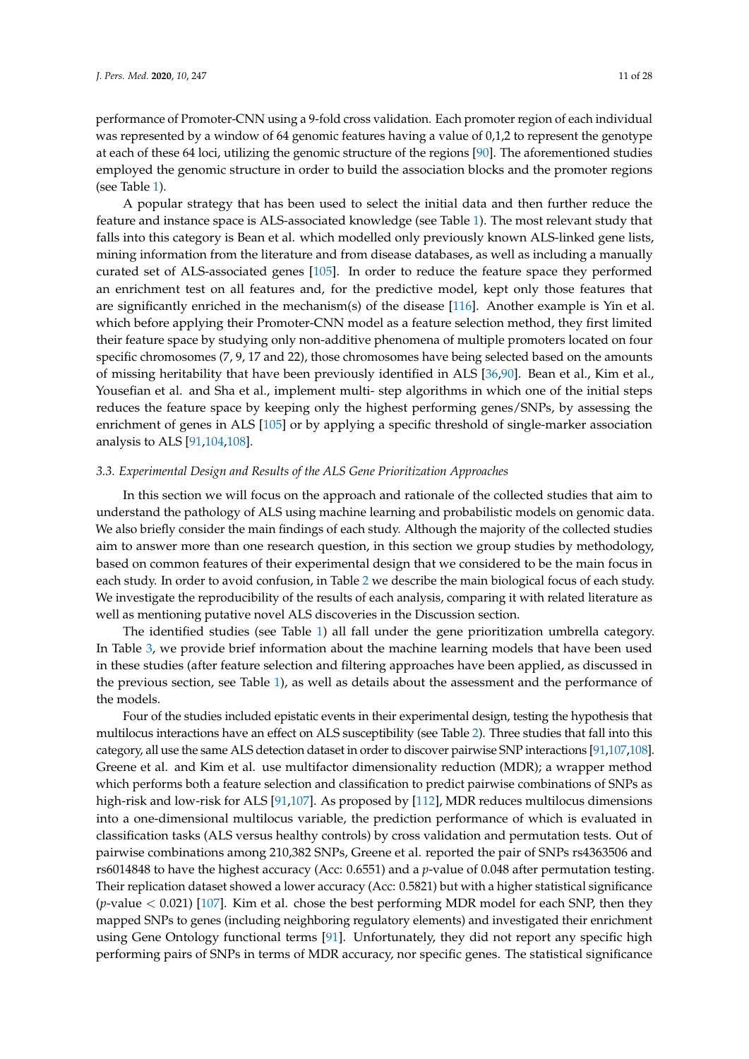performance of Promoter-CNN using a 9-fold cross validation. Each promoter region of each individual was represented by a window of 64 genomic features having a value of 0,1,2 to represent the genotype at each of these 64 loci, utilizing the genomic structure of the regions [90]. The aforementioned studies employed the genomic structure in order to build the association blocks and the promoter regions (see Table 1).

A popular strategy that has been used to select the initial data and then further reduce the feature and instance space is ALS-associated knowledge (see Table 1). The most relevant study that falls into this category is Bean et al. which modelled only previously known ALS-linked gene lists, mining information from the literature and from disease databases, as well as including a manually curated set of ALS-associated genes [105]. In order to reduce the feature space they performed an enrichment test on all features and, for the predictive model, kept only those features that are significantly enriched in the mechanism(s) of the disease [116]. Another example is Yin et al. which before applying their Promoter-CNN model as a feature selection method, they first limited their feature space by studying only non-additive phenomena of multiple promoters located on four specific chromosomes (7, 9, 17 and 22), those chromosomes have being selected based on the amounts of missing heritability that have been previously identified in ALS [36,90]. Bean et al., Kim et al., Yousefian et al. and Sha et al., implement multi- step algorithms in which one of the initial steps reduces the feature space by keeping only the highest performing genes/SNPs, by assessing the enrichment of genes in ALS [105] or by applying a specific threshold of single-marker association analysis to ALS [91,104,108].

### *3.3. Experimental Design and Results of the ALS Gene Prioritization Approaches*

In this section we will focus on the approach and rationale of the collected studies that aim to understand the pathology of ALS using machine learning and probabilistic models on genomic data. We also briefly consider the main findings of each study. Although the majority of the collected studies aim to answer more than one research question, in this section we group studies by methodology, based on common features of their experimental design that we considered to be the main focus in each study. In order to avoid confusion, in Table 2 we describe the main biological focus of each study. We investigate the reproducibility of the results of each analysis, comparing it with related literature as well as mentioning putative novel ALS discoveries in the Discussion section.

The identified studies (see Table 1) all fall under the gene prioritization umbrella category. In Table 3, we provide brief information about the machine learning models that have been used in these studies (after feature selection and filtering approaches have been applied, as discussed in the previous section, see Table 1), as well as details about the assessment and the performance of the models.

Four of the studies included epistatic events in their experimental design, testing the hypothesis that multilocus interactions have an effect on ALS susceptibility (see Table 2). Three studies that fall into this category, all use the same ALS detection dataset in order to discover pairwise SNP interactions [91,107,108]. Greene et al. and Kim et al. use multifactor dimensionality reduction (MDR); a wrapper method which performs both a feature selection and classification to predict pairwise combinations of SNPs as high-risk and low-risk for ALS [91,107]. As proposed by [112], MDR reduces multilocus dimensions into a one-dimensional multilocus variable, the prediction performance of which is evaluated in classification tasks (ALS versus healthy controls) by cross validation and permutation tests. Out of pairwise combinations among 210,382 SNPs, Greene et al. reported the pair of SNPs rs4363506 and rs6014848 to have the highest accuracy (Acc: 0.6551) and a $p$-value of 0.048 after permutation testing. Their replication dataset showed a lower accuracy (Acc: 0.5821) but with a higher statistical significance ($p$-value $< 0.021$) [107]. Kim et al. chose the best performing MDR model for each SNP, then they mapped SNPs to genes (including neighboring regulatory elements) and investigated their enrichment using Gene Ontology functional terms [91]. Unfortunately, they did not report any specific high performing pairs of SNPs in terms of MDR accuracy, nor specific genes. The statistical significance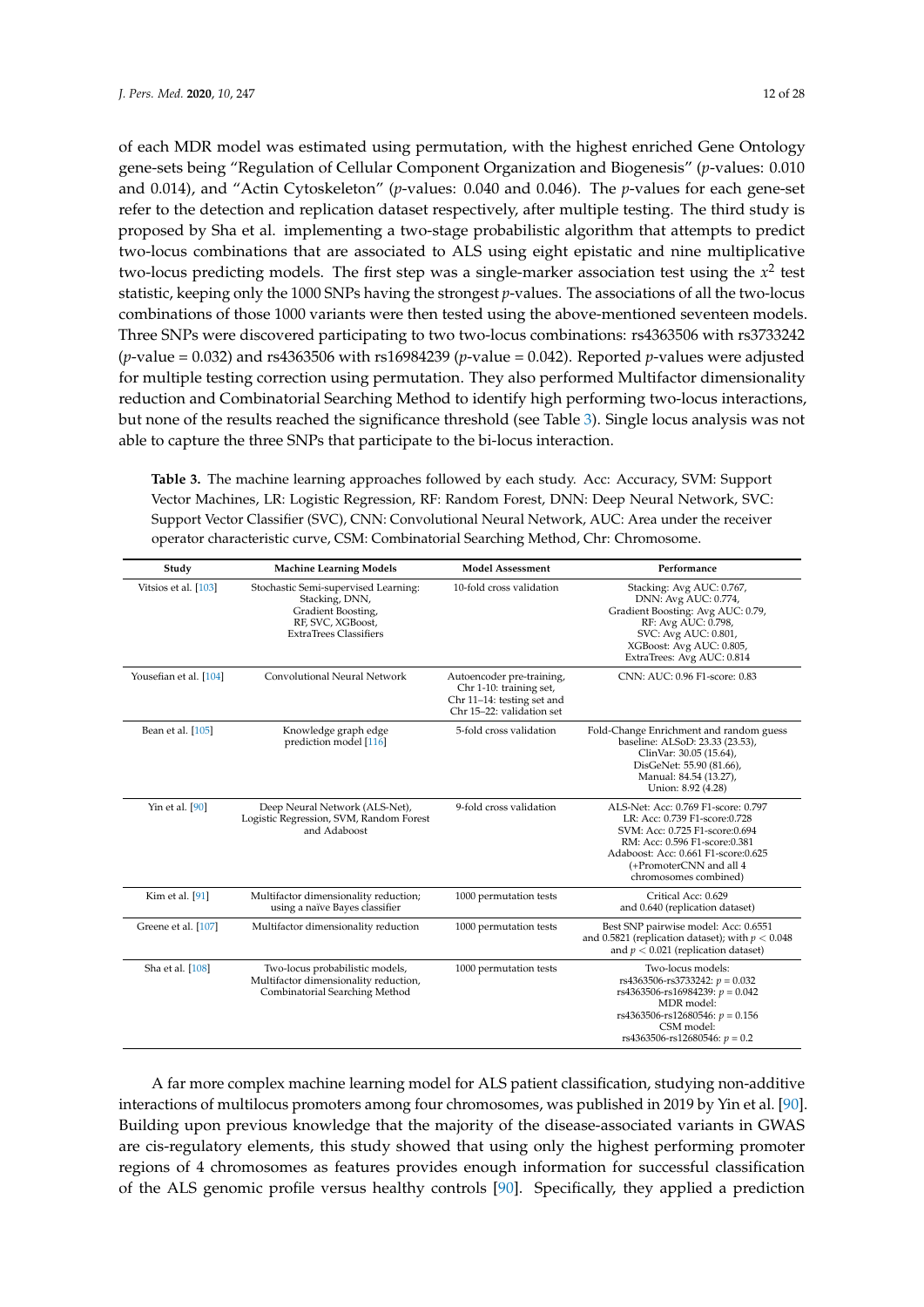of each MDR model was estimated using permutation, with the highest enriched Gene Ontology gene-sets being "Regulation of Cellular Component Organization and Biogenesis" (*p*-values: 0.010 and 0.014), and "Actin Cytoskeleton" (*p*-values: 0.040 and 0.046). The *p*-values for each gene-set refer to the detection and replication dataset respectively, after multiple testing. The third study is proposed by Sha et al. implementing a two-stage probabilistic algorithm that attempts to predict two-locus combinations that are associated to ALS using eight epistatic and nine multiplicative two-locus predicting models. The first step was a single-marker association test using the $x^2$ test statistic, keeping only the 1000 SNPs having the strongest *p*-values. The associations of all the two-locus combinations of those 1000 variants were then tested using the above-mentioned seventeen models. Three SNPs were discovered participating to two two-locus combinations: rs4363506 with rs3733242 (*p*-value = 0.032) and rs4363506 with rs16984239 (*p*-value = 0.042). Reported *p*-values were adjusted for multiple testing correction using permutation. They also performed Multifactor dimensionality reduction and Combinatorial Searching Method to identify high performing two-locus interactions, but none of the results reached the significance threshold (see Table 3). Single locus analysis was not able to capture the three SNPs that participate to the bi-locus interaction.

**Table 3.** The machine learning approaches followed by each study. Acc: Accuracy, SVM: Support Vector Machines, LR: Logistic Regression, RF: Random Forest, DNN: Deep Neural Network, SVC: Support Vector Classifier (SVC), CNN: Convolutional Neural Network, AUC: Area under the receiver operator characteristic curve, CSM: Combinatorial Searching Method, Chr: Chromosome.

| Study | Machine Learning Models | Model Assessment | Performance |
|---|---|---|---|
| Vitsios et al. [103] | Stochastic Semi-supervised Learning: Stacking, DNN, Gradient Boosting, RF, SVC, XGBoost, ExtraTrees Classifiers | 10-fold cross validation | Stacking: Avg AUC: 0.767, DNN: Avg AUC: 0.774, Gradient Boosting: Avg AUC: 0.79, RF: Avg AUC: 0.798, SVC: Avg AUC: 0.801, XGBoost: Avg AUC: 0.805, ExtraTrees: Avg AUC: 0.814 |
| Yousefian et al. [104] | Convolutional Neural Network | Autoencoder pre-training, Chr 1-10: training set, Chr 11–14: testing set and Chr 15–22: validation set | CNN: AUC: 0.96 F1-score: 0.83 |
| Bean et al. [105] | Knowledge graph edge prediction model [116] | 5-fold cross validation | Fold-Change Enrichment and random guess baseline: ALSoD: 23.33 (23.53), ClinVar: 30.05 (15.64), DisGeNet: 55.90 (81.66), Manual: 84.54 (13.27), Union: 8.92 (4.28) |
| Yin et al. [90] | Deep Neural Network (ALS-Net), Logistic Regression, SVM, Random Forest and Adaboost | 9-fold cross validation | ALS-Net: Acc: 0.769 F1-score: 0.797 LR: Acc: 0.739 F1-score:0.728 SVM: Acc: 0.725 F1-score:0.694 RM: Acc: 0.596 F1-score:0.381 Adaboost: Acc: 0.661 F1-score:0.625 (+PromoterCNN and all 4 chromosomes combined) |
| Kim et al. [91] | Multifactor dimensionality reduction; using a naïve Bayes classifier | 1000 permutation tests | Critical Acc: 0.629 and 0.640 (replication dataset) |
| Greene et al. [107] | Multifactor dimensionality reduction | 1000 permutation tests | Best SNP pairwise model: Acc: 0.6551 and 0.5821 (replication dataset); with $p < 0.048$ and $p < 0.021$ (replication dataset) |
| Sha et al. [108] | Two-locus probabilistic models, Multifactor dimensionality reduction, Combinatorial Searching Method | 1000 permutation tests | Two-locus models: rs4363506-rs3733242: $p = 0.032$ rs4363506-rs16984239: $p = 0.042$ MDR model: rs4363506-rs12680546: $p = 0.156$ CSM model: rs4363506-rs12680546: $p = 0.2$ |

A far more complex machine learning model for ALS patient classification, studying non-additive interactions of multilocus promoters among four chromosomes, was published in 2019 by Yin et al. [90]. Building upon previous knowledge that the majority of the disease-associated variants in GWAS are cis-regulatory elements, this study showed that using only the highest performing promoter regions of 4 chromosomes as features provides enough information for successful classification of the ALS genomic profile versus healthy controls [90]. Specifically, they applied a prediction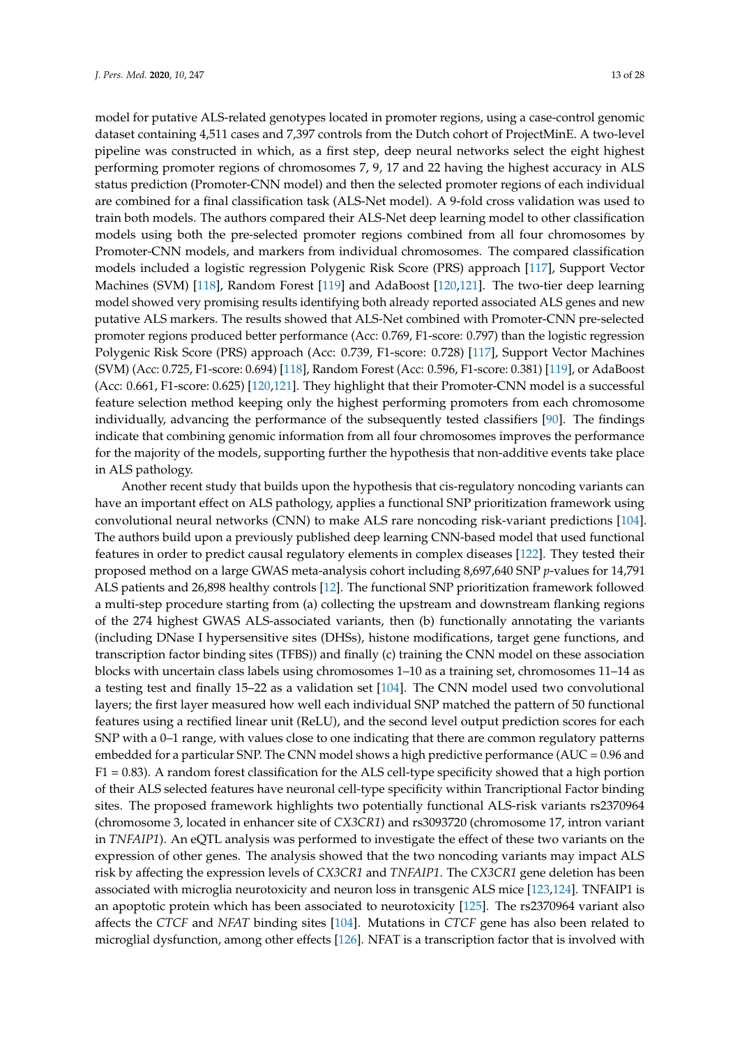model for putative ALS-related genotypes located in promoter regions, using a case-control genomic dataset containing 4,511 cases and 7,397 controls from the Dutch cohort of ProjectMinE. A two-level pipeline was constructed in which, as a first step, deep neural networks select the eight highest performing promoter regions of chromosomes 7, 9, 17 and 22 having the highest accuracy in ALS status prediction (Promoter-CNN model) and then the selected promoter regions of each individual are combined for a final classification task (ALS-Net model). A 9-fold cross validation was used to train both models. The authors compared their ALS-Net deep learning model to other classification models using both the pre-selected promoter regions combined from all four chromosomes by Promoter-CNN models, and markers from individual chromosomes. The compared classification models included a logistic regression Polygenic Risk Score (PRS) approach [117], Support Vector Machines (SVM) [118], Random Forest [119] and AdaBoost [120,121]. The two-tier deep learning model showed very promising results identifying both already reported associated ALS genes and new putative ALS markers. The results showed that ALS-Net combined with Promoter-CNN pre-selected promoter regions produced better performance (Acc: 0.769, F1-score: 0.797) than the logistic regression Polygenic Risk Score (PRS) approach (Acc: 0.739, F1-score: 0.728) [117], Support Vector Machines (SVM) (Acc: 0.725, F1-score: 0.694) [118], Random Forest (Acc: 0.596, F1-score: 0.381) [119], or AdaBoost (Acc: 0.661, F1-score: 0.625) [120,121]. They highlight that their Promoter-CNN model is a successful feature selection method keeping only the highest performing promoters from each chromosome individually, advancing the performance of the subsequently tested classifiers [90]. The findings indicate that combining genomic information from all four chromosomes improves the performance for the majority of the models, supporting further the hypothesis that non-additive events take place in ALS pathology.

Another recent study that builds upon the hypothesis that cis-regulatory noncoding variants can have an important effect on ALS pathology, applies a functional SNP prioritization framework using convolutional neural networks (CNN) to make ALS rare noncoding risk-variant predictions [104]. The authors build upon a previously published deep learning CNN-based model that used functional features in order to predict causal regulatory elements in complex diseases [122]. They tested their proposed method on a large GWAS meta-analysis cohort including 8,697,640 SNP *p*-values for 14,791 ALS patients and 26,898 healthy controls [12]. The functional SNP prioritization framework followed a multi-step procedure starting from (a) collecting the upstream and downstream flanking regions of the 274 highest GWAS ALS-associated variants, then (b) functionally annotating the variants (including DNase I hypersensitive sites (DHSs), histone modifications, target gene functions, and transcription factor binding sites (TFBS)) and finally (c) training the CNN model on these association blocks with uncertain class labels using chromosomes 1–10 as a training set, chromosomes 11–14 as a testing test and finally 15–22 as a validation set [104]. The CNN model used two convolutional layers; the first layer measured how well each individual SNP matched the pattern of 50 functional features using a rectified linear unit (ReLU), and the second level output prediction scores for each SNP with a 0–1 range, with values close to one indicating that there are common regulatory patterns embedded for a particular SNP. The CNN model shows a high predictive performance (AUC = 0.96 and F1 = 0.83). A random forest classification for the ALS cell-type specificity showed that a high portion of their ALS selected features have neuronal cell-type specificity within Trancriptional Factor binding sites. The proposed framework highlights two potentially functional ALS-risk variants rs2370964 (chromosome 3, located in enhancer site of *CX3CR1*) and rs3093720 (chromosome 17, intron variant in *TNFAIP1*). An eQTL analysis was performed to investigate the effect of these two variants on the expression of other genes. The analysis showed that the two noncoding variants may impact ALS risk by affecting the expression levels of *CX3CR1* and *TNFAIP1*. The *CX3CR1* gene deletion has been associated with microglia neurotoxicity and neuron loss in transgenic ALS mice [123,124]. TNFAIP1 is an apoptotic protein which has been associated to neurotoxicity [125]. The rs2370964 variant also affects the *CTCF* and *NFAT* binding sites [104]. Mutations in *CTCF* gene has also been related to microglial dysfunction, among other effects [126]. NFAT is a transcription factor that is involved with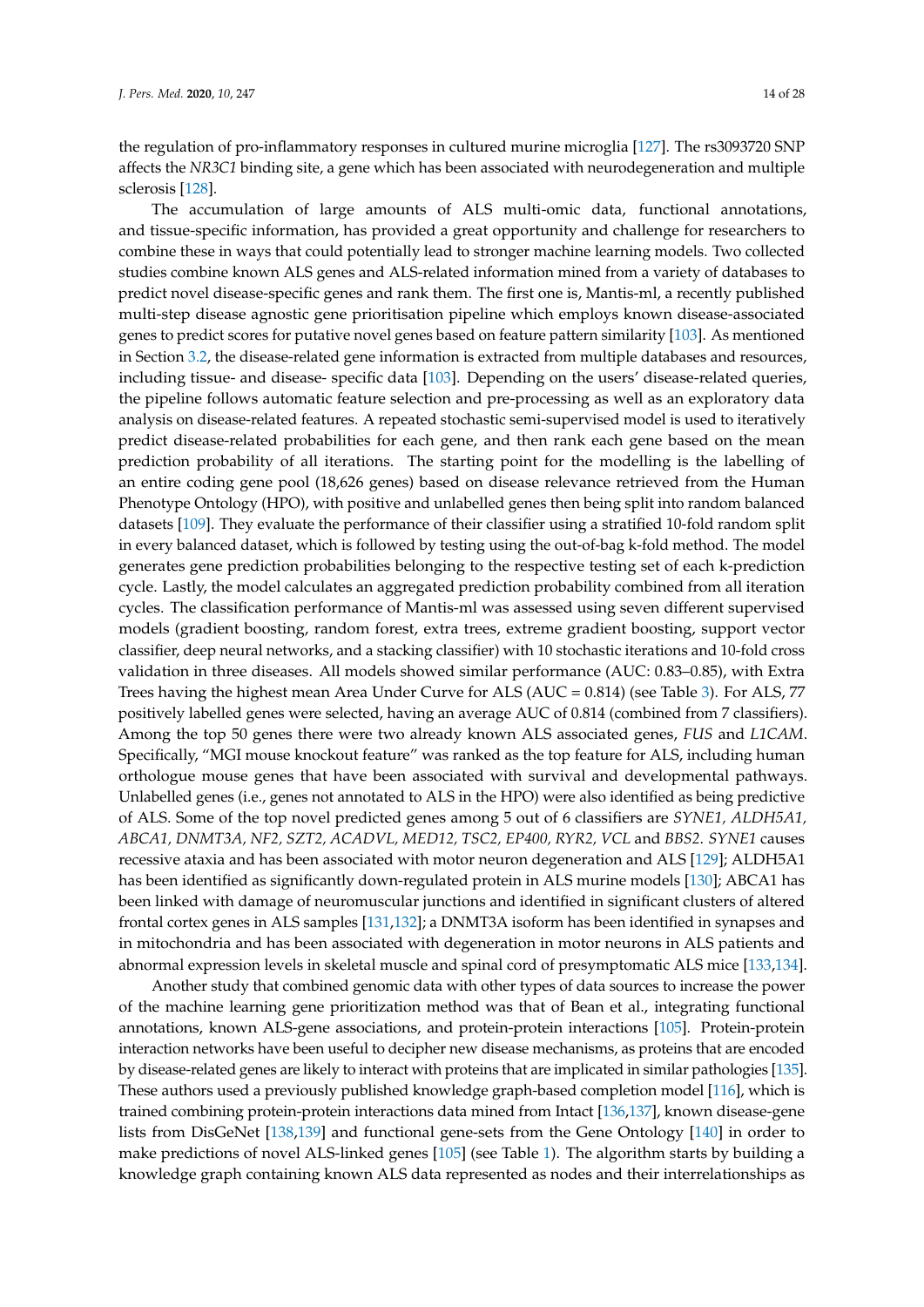the regulation of pro-inflammatory responses in cultured murine microglia [127]. The rs3093720 SNP affects the *NR3C1* binding site, a gene which has been associated with neurodegeneration and multiple sclerosis [128].

The accumulation of large amounts of ALS multi-omic data, functional annotations, and tissue-specific information, has provided a great opportunity and challenge for researchers to combine these in ways that could potentially lead to stronger machine learning models. Two collected studies combine known ALS genes and ALS-related information mined from a variety of databases to predict novel disease-specific genes and rank them. The first one is, Mantis-ml, a recently published multi-step disease agnostic gene prioritisation pipeline which employs known disease-associated genes to predict scores for putative novel genes based on feature pattern similarity [103]. As mentioned in Section 3.2, the disease-related gene information is extracted from multiple databases and resources, including tissue- and disease- specific data [103]. Depending on the users' disease-related queries, the pipeline follows automatic feature selection and pre-processing as well as an exploratory data analysis on disease-related features. A repeated stochastic semi-supervised model is used to iteratively predict disease-related probabilities for each gene, and then rank each gene based on the mean prediction probability of all iterations. The starting point for the modelling is the labelling of an entire coding gene pool (18,626 genes) based on disease relevance retrieved from the Human Phenotype Ontology (HPO), with positive and unlabelled genes then being split into random balanced datasets [109]. They evaluate the performance of their classifier using a stratified 10-fold random split in every balanced dataset, which is followed by testing using the out-of-bag k-fold method. The model generates gene prediction probabilities belonging to the respective testing set of each k-prediction cycle. Lastly, the model calculates an aggregated prediction probability combined from all iteration cycles. The classification performance of Mantis-ml was assessed using seven different supervised models (gradient boosting, random forest, extra trees, extreme gradient boosting, support vector classifier, deep neural networks, and a stacking classifier) with 10 stochastic iterations and 10-fold cross validation in three diseases. All models showed similar performance (AUC: 0.83–0.85), with Extra Trees having the highest mean Area Under Curve for ALS (AUC = 0.814) (see Table 3). For ALS, 77 positively labelled genes were selected, having an average AUC of 0.814 (combined from 7 classifiers). Among the top 50 genes there were two already known ALS associated genes, *FUS* and *L1CAM*. Specifically, "MGI mouse knockout feature" was ranked as the top feature for ALS, including human orthologue mouse genes that have been associated with survival and developmental pathways. Unlabelled genes (i.e., genes not annotated to ALS in the HPO) were also identified as being predictive of ALS. Some of the top novel predicted genes among 5 out of 6 classifiers are *SYNE1, ALDH5A1, ABCA1, DNMT3A, NF2, SZT2, ACADVL, MED12, TSC2, EP400, RYR2, VCL* and *BBS2*. *SYNE1* causes recessive ataxia and has been associated with motor neuron degeneration and ALS [129]; ALDH5A1 has been identified as significantly down-regulated protein in ALS murine models [130]; ABCA1 has been linked with damage of neuromuscular junctions and identified in significant clusters of altered frontal cortex genes in ALS samples [131,132]; a DNMT3A isoform has been identified in synapses and in mitochondria and has been associated with degeneration in motor neurons in ALS patients and abnormal expression levels in skeletal muscle and spinal cord of presymptomatic ALS mice [133,134].

Another study that combined genomic data with other types of data sources to increase the power of the machine learning gene prioritization method was that of Bean et al., integrating functional annotations, known ALS-gene associations, and protein-protein interactions [105]. Protein-protein interaction networks have been useful to decipher new disease mechanisms, as proteins that are encoded by disease-related genes are likely to interact with proteins that are implicated in similar pathologies [135]. These authors used a previously published knowledge graph-based completion model [116], which is trained combining protein-protein interactions data mined from Intact [136,137], known disease-gene lists from DisGeNet [138,139] and functional gene-sets from the Gene Ontology [140] in order to make predictions of novel ALS-linked genes [105] (see Table 1). The algorithm starts by building a knowledge graph containing known ALS data represented as nodes and their interrelationships as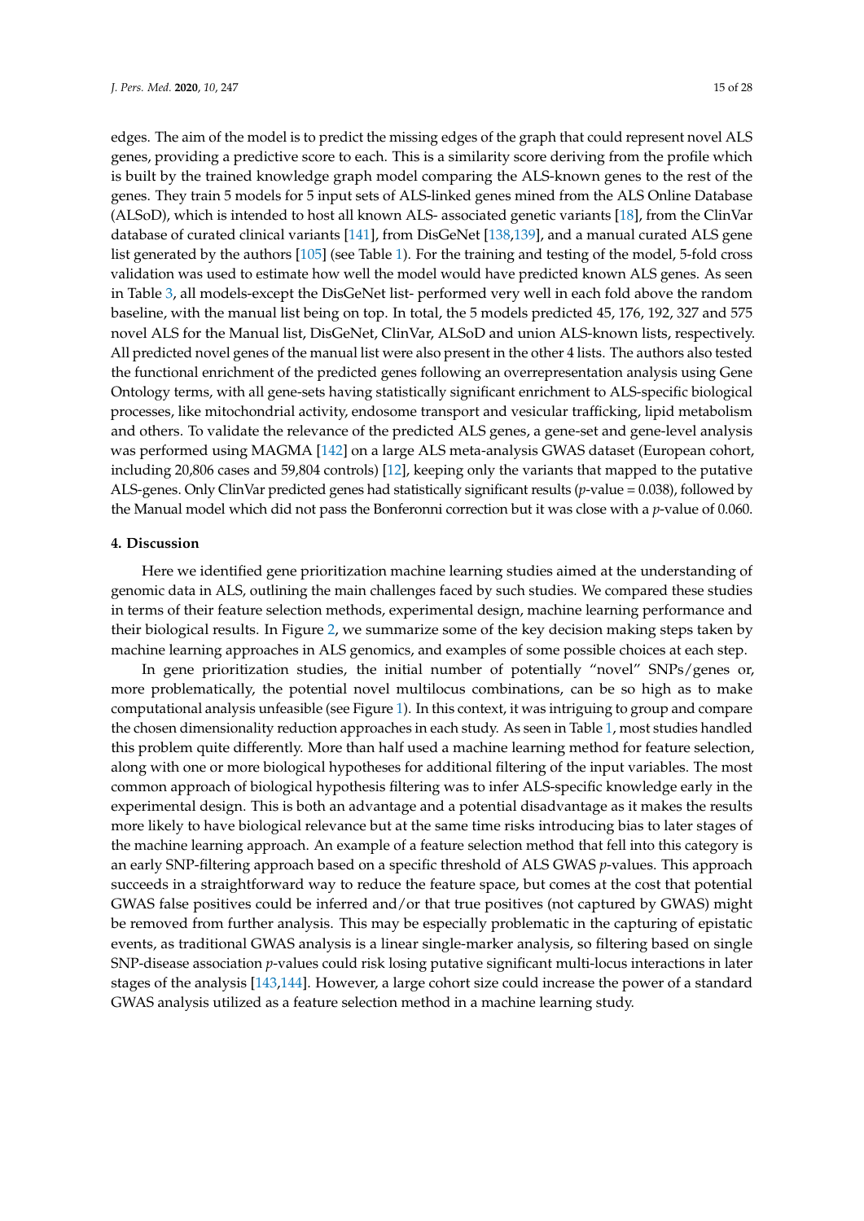edges. The aim of the model is to predict the missing edges of the graph that could represent novel ALS genes, providing a predictive score to each. This is a similarity score deriving from the profile which is built by the trained knowledge graph model comparing the ALS-known genes to the rest of the genes. They train 5 models for 5 input sets of ALS-linked genes mined from the ALS Online Database (ALSoD), which is intended to host all known ALS- associated genetic variants [18], from the ClinVar database of curated clinical variants [141], from DisGeNet [138,139], and a manual curated ALS gene list generated by the authors [105] (see Table 1). For the training and testing of the model, 5-fold cross validation was used to estimate how well the model would have predicted known ALS genes. As seen in Table 3, all models-except the DisGeNet list- performed very well in each fold above the random baseline, with the manual list being on top. In total, the 5 models predicted 45, 176, 192, 327 and 575 novel ALS for the Manual list, DisGeNet, ClinVar, ALSoD and union ALS-known lists, respectively. All predicted novel genes of the manual list were also present in the other 4 lists. The authors also tested the functional enrichment of the predicted genes following an overrepresentation analysis using Gene Ontology terms, with all gene-sets having statistically significant enrichment to ALS-specific biological processes, like mitochondrial activity, endosome transport and vesicular trafficking, lipid metabolism and others. To validate the relevance of the predicted ALS genes, a gene-set and gene-level analysis was performed using MAGMA [142] on a large ALS meta-analysis GWAS dataset (European cohort, including 20,806 cases and 59,804 controls) [12], keeping only the variants that mapped to the putative ALS-genes. Only ClinVar predicted genes had statistically significant results ($p$-value = 0.038), followed by the Manual model which did not pass the Bonferonni correction but it was close with a $p$-value of 0.060.

## 4. Discussion

Here we identified gene prioritization machine learning studies aimed at the understanding of genomic data in ALS, outlining the main challenges faced by such studies. We compared these studies in terms of their feature selection methods, experimental design, machine learning performance and their biological results. In Figure 2, we summarize some of the key decision making steps taken by machine learning approaches in ALS genomics, and examples of some possible choices at each step.

In gene prioritization studies, the initial number of potentially "novel" SNPs/genes or, more problematically, the potential novel multilocus combinations, can be so high as to make computational analysis unfeasible (see Figure 1). In this context, it was intriguing to group and compare the chosen dimensionality reduction approaches in each study. As seen in Table 1, most studies handled this problem quite differently. More than half used a machine learning method for feature selection, along with one or more biological hypotheses for additional filtering of the input variables. The most common approach of biological hypothesis filtering was to infer ALS-specific knowledge early in the experimental design. This is both an advantage and a potential disadvantage as it makes the results more likely to have biological relevance but at the same time risks introducing bias to later stages of the machine learning approach. An example of a feature selection method that fell into this category is an early SNP-filtering approach based on a specific threshold of ALS GWAS $p$-values. This approach succeeds in a straightforward way to reduce the feature space, but comes at the cost that potential GWAS false positives could be inferred and/or that true positives (not captured by GWAS) might be removed from further analysis. This may be especially problematic in the capturing of epistatic events, as traditional GWAS analysis is a linear single-marker analysis, so filtering based on single SNP-disease association $p$-values could risk losing putative significant multi-locus interactions in later stages of the analysis [143,144]. However, a large cohort size could increase the power of a standard GWAS analysis utilized as a feature selection method in a machine learning study.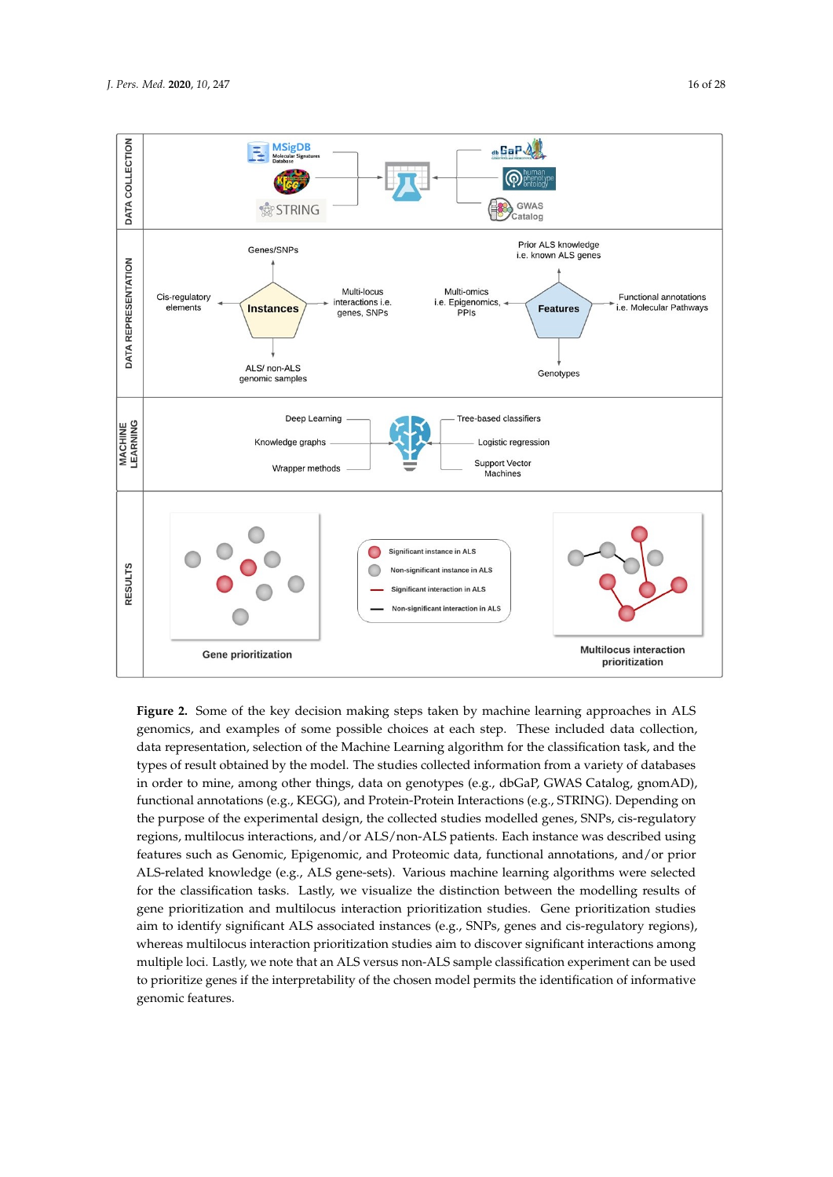**Figure 2.** Some of the key decision making steps taken by machine learning approaches in ALS genomics, and examples of some possible choices at each step. These included data collection, data representation, selection of the Machine Learning algorithm for the classification task, and the types of result obtained by the model. The studies collected information from a variety of databases in order to mine, among other things, data on genotypes (e.g., dbGaP, GWAS Catalog, gnomAD), functional annotations (e.g., KEGG), and Protein-Protein Interactions (e.g., STRING). Depending on the purpose of the experimental design, the collected studies modelled genes, SNPs, cis-regulatory regions, multilocus interactions, and/or ALS/non-ALS patients. Each instance was described using features such as Genomic, Epigenomic, and Proteomic data, functional annotations, and/or prior ALS-related knowledge (e.g., ALS gene-sets). Various machine learning algorithms were selected for the classification tasks. Lastly, we visualize the distinction between the modelling results of gene prioritization and multilocus interaction prioritization studies. Gene prioritization studies aim to identify significant ALS associated instances (e.g., SNPs, genes and cis-regulatory regions), whereas multilocus interaction prioritization studies aim to discover significant interactions among multiple loci. Lastly, we note that an ALS versus non-ALS sample classification experiment can be used to prioritize genes if the interpretability of the chosen model permits the identification of informative genomic features.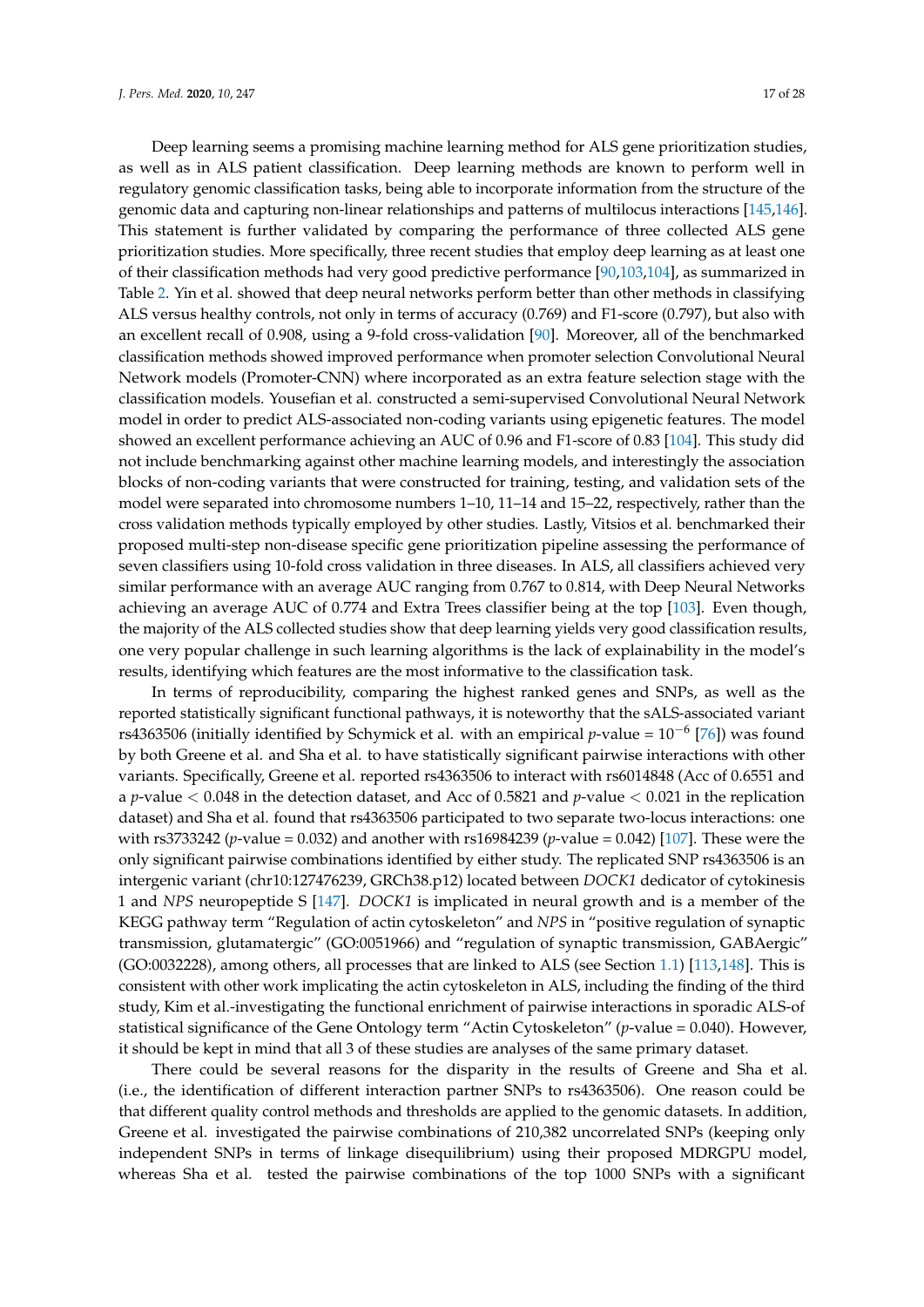Deep learning seems a promising machine learning method for ALS gene prioritization studies, as well as in ALS patient classification. Deep learning methods are known to perform well in regulatory genomic classification tasks, being able to incorporate information from the structure of the genomic data and capturing non-linear relationships and patterns of multilocus interactions [145,146]. This statement is further validated by comparing the performance of three collected ALS gene prioritization studies. More specifically, three recent studies that employ deep learning as at least one of their classification methods had very good predictive performance [90,103,104], as summarized in Table 2. Yin et al. showed that deep neural networks perform better than other methods in classifying ALS versus healthy controls, not only in terms of accuracy (0.769) and F1-score (0.797), but also with an excellent recall of 0.908, using a 9-fold cross-validation [90]. Moreover, all of the benchmarked classification methods showed improved performance when promoter selection Convolutional Neural Network models (Promoter-CNN) where incorporated as an extra feature selection stage with the classification models. Yousefian et al. constructed a semi-supervised Convolutional Neural Network model in order to predict ALS-associated non-coding variants using epigenetic features. The model showed an excellent performance achieving an AUC of 0.96 and F1-score of 0.83 [104]. This study did not include benchmarking against other machine learning models, and interestingly the association blocks of non-coding variants that were constructed for training, testing, and validation sets of the model were separated into chromosome numbers 1–10, 11–14 and 15–22, respectively, rather than the cross validation methods typically employed by other studies. Lastly, Vitsios et al. benchmarked their proposed multi-step non-disease specific gene prioritization pipeline assessing the performance of seven classifiers using 10-fold cross validation in three diseases. In ALS, all classifiers achieved very similar performance with an average AUC ranging from 0.767 to 0.814, with Deep Neural Networks achieving an average AUC of 0.774 and Extra Trees classifier being at the top [103]. Even though, the majority of the ALS collected studies show that deep learning yields very good classification results, one very popular challenge in such learning algorithms is the lack of explainability in the model's results, identifying which features are the most informative to the classification task.

In terms of reproducibility, comparing the highest ranked genes and SNPs, as well as the reported statistically significant functional pathways, it is noteworthy that the sALS-associated variant rs4363506 (initially identified by Schymick et al. with an empirical $p$-value = $10^{-6}$ [76]) was found by both Greene et al. and Sha et al. to have statistically significant pairwise interactions with other variants. Specifically, Greene et al. reported rs4363506 to interact with rs6014848 (Acc of 0.6551 and a $p$-value $< 0.048$ in the detection dataset, and Acc of 0.5821 and $p$-value $< 0.021$ in the replication dataset) and Sha et al. found that rs4363506 participated to two separate two-locus interactions: one with rs3733242 ($p$-value = 0.032) and another with rs16984239 ($p$-value = 0.042) [107]. These were the only significant pairwise combinations identified by either study. The replicated SNP rs4363506 is an intergenic variant (chr10:127476239, GRCh38.p12) located between *DOCK1* dedicator of cytokinesis 1 and *NPS* neuropeptide S [147]. *DOCK1* is implicated in neural growth and is a member of the KEGG pathway term "Regulation of actin cytoskeleton" and *NPS* in "positive regulation of synaptic transmission, glutamatergic" (GO:0051966) and "regulation of synaptic transmission, GABAergic" (GO:0032228), among others, all processes that are linked to ALS (see Section 1.1) [113,148]. This is consistent with other work implicating the actin cytoskeleton in ALS, including the finding of the third study, Kim et al.-investigating the functional enrichment of pairwise interactions in sporadic ALS-of statistical significance of the Gene Ontology term "Actin Cytoskeleton" ($p$-value = 0.040). However, it should be kept in mind that all 3 of these studies are analyses of the same primary dataset.

There could be several reasons for the disparity in the results of Greene and Sha et al. (i.e., the identification of different interaction partner SNPs to rs4363506). One reason could be that different quality control methods and thresholds are applied to the genomic datasets. In addition, Greene et al. investigated the pairwise combinations of 210,382 uncorrelated SNPs (keeping only independent SNPs in terms of linkage disequilibrium) using their proposed MDRGPU model, whereas Sha et al. tested the pairwise combinations of the top 1000 SNPs with a significant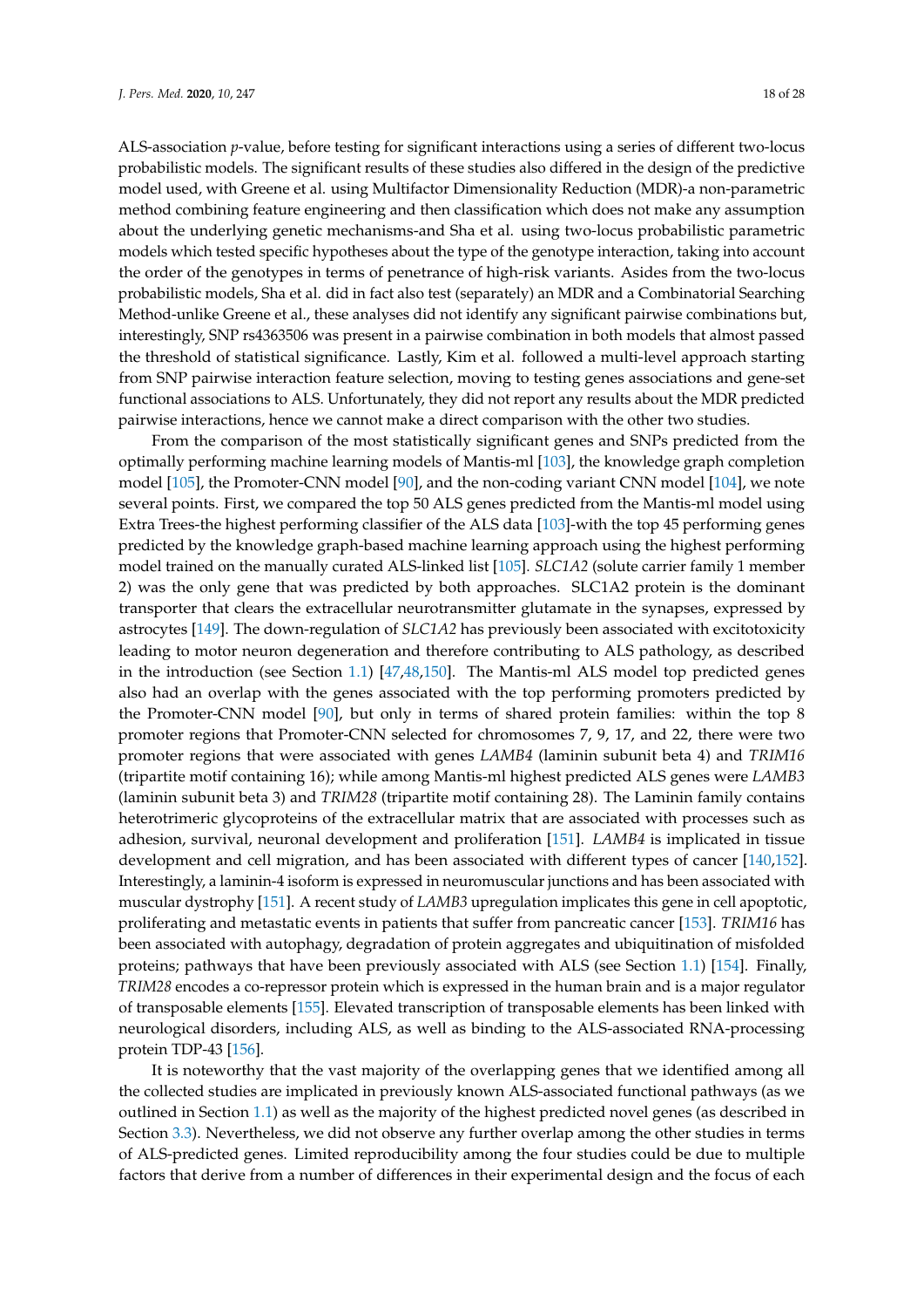ALS-association *p*-value, before testing for significant interactions using a series of different two-locus probabilistic models. The significant results of these studies also differed in the design of the predictive model used, with Greene et al. using Multifactor Dimensionality Reduction (MDR)-a non-parametric method combining feature engineering and then classification which does not make any assumption about the underlying genetic mechanisms-and Sha et al. using two-locus probabilistic parametric models which tested specific hypotheses about the type of the genotype interaction, taking into account the order of the genotypes in terms of penetrance of high-risk variants. Asides from the two-locus probabilistic models, Sha et al. did in fact also test (separately) an MDR and a Combinatorial Searching Method-unlike Greene et al., these analyses did not identify any significant pairwise combinations but, interestingly, SNP rs4363506 was present in a pairwise combination in both models that almost passed the threshold of statistical significance. Lastly, Kim et al. followed a multi-level approach starting from SNP pairwise interaction feature selection, moving to testing genes associations and gene-set functional associations to ALS. Unfortunately, they did not report any results about the MDR predicted pairwise interactions, hence we cannot make a direct comparison with the other two studies.

From the comparison of the most statistically significant genes and SNPs predicted from the optimally performing machine learning models of Mantis-ml [103], the knowledge graph completion model [105], the Promoter-CNN model [90], and the non-coding variant CNN model [104], we note several points. First, we compared the top 50 ALS genes predicted from the Mantis-ml model using Extra Trees-the highest performing classifier of the ALS data [103]-with the top 45 performing genes predicted by the knowledge graph-based machine learning approach using the highest performing model trained on the manually curated ALS-linked list [105]. *SLC1A2* (solute carrier family 1 member 2) was the only gene that was predicted by both approaches. SLC1A2 protein is the dominant transporter that clears the extracellular neurotransmitter glutamate in the synapses, expressed by astrocytes [149]. The down-regulation of *SLC1A2* has previously been associated with excitotoxicity leading to motor neuron degeneration and therefore contributing to ALS pathology, as described in the introduction (see Section 1.1) [47,48,150]. The Mantis-ml ALS model top predicted genes also had an overlap with the genes associated with the top performing promoters predicted by the Promoter-CNN model [90], but only in terms of shared protein families: within the top 8 promoter regions that Promoter-CNN selected for chromosomes 7, 9, 17, and 22, there were two promoter regions that were associated with genes *LAMB4* (laminin subunit beta 4) and *TRIM16* (tripartite motif containing 16); while among Mantis-ml highest predicted ALS genes were *LAMB3* (laminin subunit beta 3) and *TRIM28* (tripartite motif containing 28). The Laminin family contains heterotrimeric glycoproteins of the extracellular matrix that are associated with processes such as adhesion, survival, neuronal development and proliferation [151]. *LAMB4* is implicated in tissue development and cell migration, and has been associated with different types of cancer [140,152]. Interestingly, a laminin-4 isoform is expressed in neuromuscular junctions and has been associated with muscular dystrophy [151]. A recent study of *LAMB3* upregulation implicates this gene in cell apoptotic, proliferating and metastatic events in patients that suffer from pancreatic cancer [153]. *TRIM16* has been associated with autophagy, degradation of protein aggregates and ubiquitination of misfolded proteins; pathways that have been previously associated with ALS (see Section 1.1) [154]. Finally, *TRIM28* encodes a co-repressor protein which is expressed in the human brain and is a major regulator of transposable elements [155]. Elevated transcription of transposable elements has been linked with neurological disorders, including ALS, as well as binding to the ALS-associated RNA-processing protein TDP-43 [156].

It is noteworthy that the vast majority of the overlapping genes that we identified among all the collected studies are implicated in previously known ALS-associated functional pathways (as we outlined in Section 1.1) as well as the majority of the highest predicted novel genes (as described in Section 3.3). Nevertheless, we did not observe any further overlap among the other studies in terms of ALS-predicted genes. Limited reproducibility among the four studies could be due to multiple factors that derive from a number of differences in their experimental design and the focus of each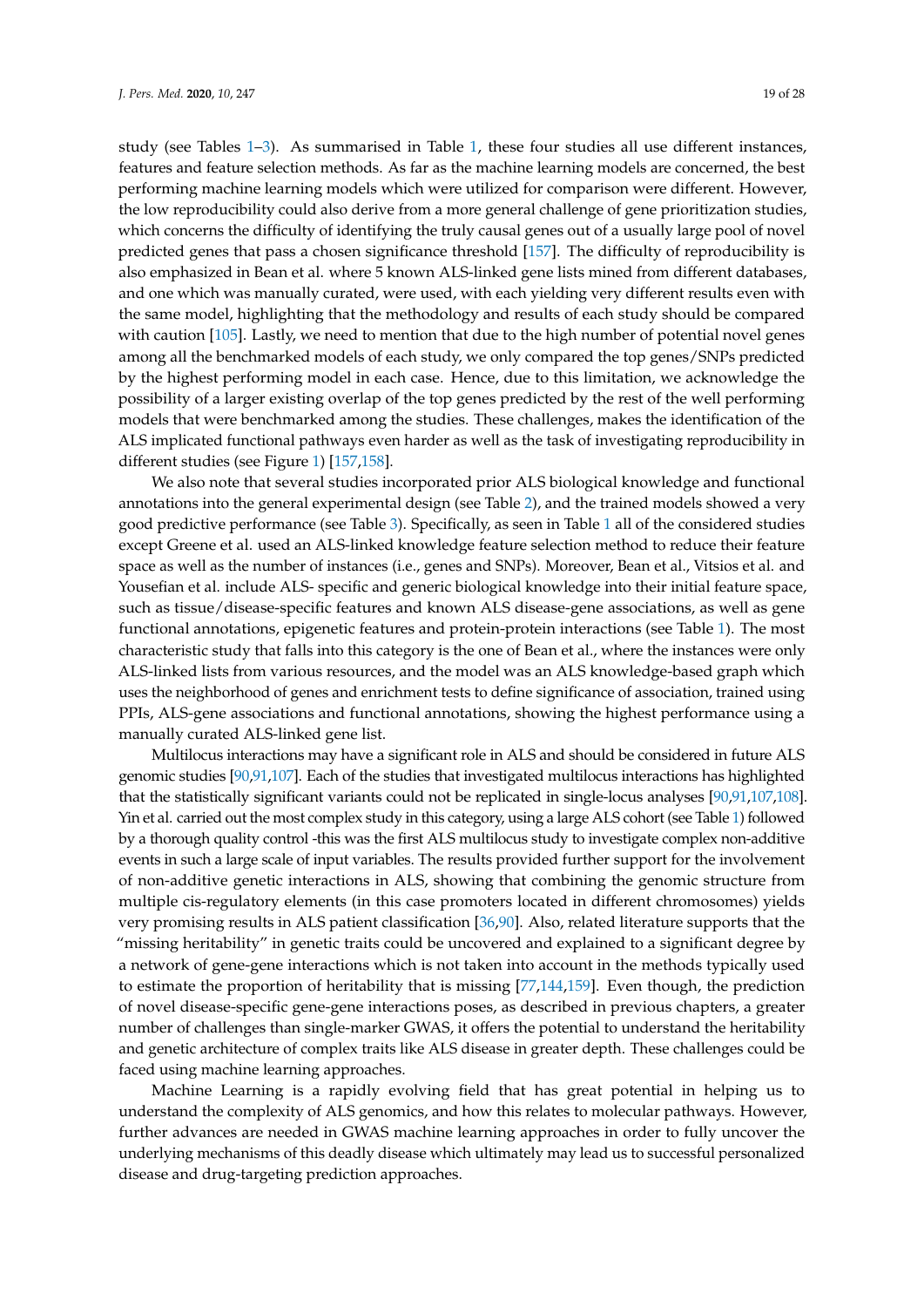study (see Tables 1–3). As summarised in Table 1, these four studies all use different instances, features and feature selection methods. As far as the machine learning models are concerned, the best performing machine learning models which were utilized for comparison were different. However, the low reproducibility could also derive from a more general challenge of gene prioritization studies, which concerns the difficulty of identifying the truly causal genes out of a usually large pool of novel predicted genes that pass a chosen significance threshold [157]. The difficulty of reproducibility is also emphasized in Bean et al. where 5 known ALS-linked gene lists mined from different databases, and one which was manually curated, were used, with each yielding very different results even with the same model, highlighting that the methodology and results of each study should be compared with caution [105]. Lastly, we need to mention that due to the high number of potential novel genes among all the benchmarked models of each study, we only compared the top genes/SNPs predicted by the highest performing model in each case. Hence, due to this limitation, we acknowledge the possibility of a larger existing overlap of the top genes predicted by the rest of the well performing models that were benchmarked among the studies. These challenges, makes the identification of the ALS implicated functional pathways even harder as well as the task of investigating reproducibility in different studies (see Figure 1) [157,158].

We also note that several studies incorporated prior ALS biological knowledge and functional annotations into the general experimental design (see Table 2), and the trained models showed a very good predictive performance (see Table 3). Specifically, as seen in Table 1 all of the considered studies except Greene et al. used an ALS-linked knowledge feature selection method to reduce their feature space as well as the number of instances (i.e., genes and SNPs). Moreover, Bean et al., Vitsios et al. and Yousefian et al. include ALS- specific and generic biological knowledge into their initial feature space, such as tissue/disease-specific features and known ALS disease-gene associations, as well as gene functional annotations, epigenetic features and protein-protein interactions (see Table 1). The most characteristic study that falls into this category is the one of Bean et al., where the instances were only ALS-linked lists from various resources, and the model was an ALS knowledge-based graph which uses the neighborhood of genes and enrichment tests to define significance of association, trained using PPIs, ALS-gene associations and functional annotations, showing the highest performance using a manually curated ALS-linked gene list.

Multilocus interactions may have a significant role in ALS and should be considered in future ALS genomic studies [90,91,107]. Each of the studies that investigated multilocus interactions has highlighted that the statistically significant variants could not be replicated in single-locus analyses [90,91,107,108]. Yin et al. carried out the most complex study in this category, using a large ALS cohort (see Table 1) followed by a thorough quality control -this was the first ALS multilocus study to investigate complex non-additive events in such a large scale of input variables. The results provided further support for the involvement of non-additive genetic interactions in ALS, showing that combining the genomic structure from multiple cis-regulatory elements (in this case promoters located in different chromosomes) yields very promising results in ALS patient classification [36,90]. Also, related literature supports that the "missing heritability" in genetic traits could be uncovered and explained to a significant degree by a network of gene-gene interactions which is not taken into account in the methods typically used to estimate the proportion of heritability that is missing [77,144,159]. Even though, the prediction of novel disease-specific gene-gene interactions poses, as described in previous chapters, a greater number of challenges than single-marker GWAS, it offers the potential to understand the heritability and genetic architecture of complex traits like ALS disease in greater depth. These challenges could be faced using machine learning approaches.

Machine Learning is a rapidly evolving field that has great potential in helping us to understand the complexity of ALS genomics, and how this relates to molecular pathways. However, further advances are needed in GWAS machine learning approaches in order to fully uncover the underlying mechanisms of this deadly disease which ultimately may lead us to successful personalized disease and drug-targeting prediction approaches.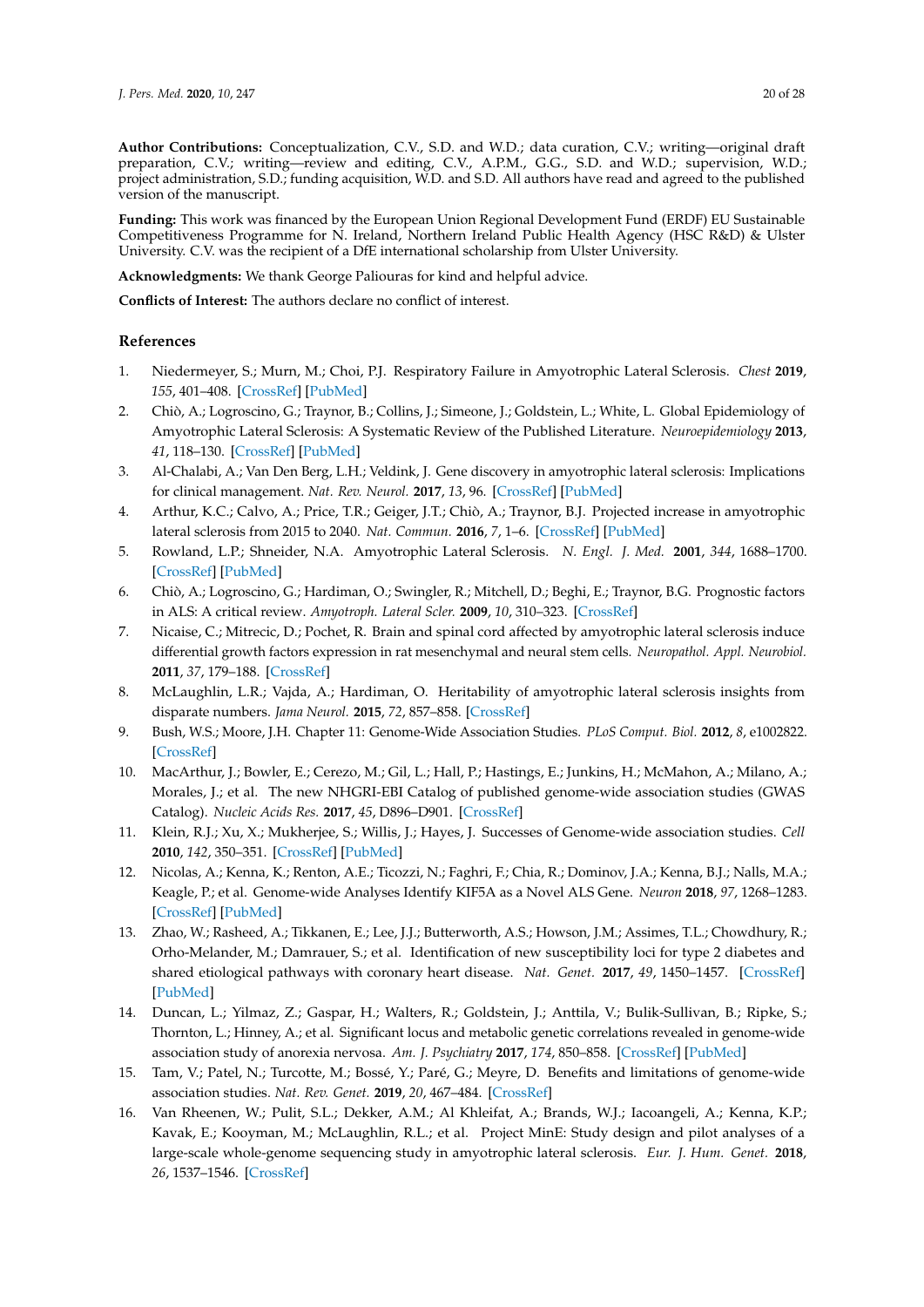**Author Contributions:** Conceptualization, C.V., S.D. and W.D.; data curation, C.V.; writing—original draft preparation, C.V.; writing—review and editing, C.V., A.P.M., G.G., S.D. and W.D.; supervision, W.D.; project administration, S.D.; funding acquisition, W.D. and S.D. All authors have read and agreed to the published version of the manuscript.

**Funding:** This work was financed by the European Union Regional Development Fund (ERDF) EU Sustainable Competitiveness Programme for N. Ireland, Northern Ireland Public Health Agency (HSC R&D) & Ulster University. C.V. was the recipient of a DfE international scholarship from Ulster University.

**Acknowledgments:** We thank George Paliouras for kind and helpful advice.

**Conflicts of Interest:** The authors declare no conflict of interest.

## References

1. Niedermeyer, S.; Murn, M.; Choi, P.J. Respiratory Failure in Amyotrophic Lateral Sclerosis. *Chest* **2019**, *155*, 401–408. [CrossRef] [PubMed]
2. Chiò, A.; Logroscino, G.; Traynor, B.; Collins, J.; Simeone, J.; Goldstein, L.; White, L. Global Epidemiology of Amyotrophic Lateral Sclerosis: A Systematic Review of the Published Literature. *Neuroepidemiology* **2013**, *41*, 118–130. [CrossRef] [PubMed]
3. Al-Chalabi, A.; Van Den Berg, L.H.; Veldink, J. Gene discovery in amyotrophic lateral sclerosis: Implications for clinical management. *Nat. Rev. Neurol.* **2017**, *13*, 96. [CrossRef] [PubMed]
4. Arthur, K.C.; Calvo, A.; Price, T.R.; Geiger, J.T.; Chiò, A.; Traynor, B.J. Projected increase in amyotrophic lateral sclerosis from 2015 to 2040. *Nat. Commun.* **2016**, *7*, 1–6. [CrossRef] [PubMed]
5. Rowland, L.P.; Shneider, N.A. Amyotrophic Lateral Sclerosis. *N. Engl. J. Med.* **2001**, *344*, 1688–1700. [CrossRef] [PubMed]
6. Chiò, A.; Logroscino, G.; Hardiman, O.; Swingler, R.; Mitchell, D.; Beghi, E.; Traynor, B.G. Prognostic factors in ALS: A critical review. *Amyotroph. Lateral Scler.* **2009**, *10*, 310–323. [CrossRef]
7. Nicaise, C.; Mitrecic, D.; Pochet, R. Brain and spinal cord affected by amyotrophic lateral sclerosis induce differential growth factors expression in rat mesenchymal and neural stem cells. *Neuropathol. Appl. Neurobiol.* **2011**, *37*, 179–188. [CrossRef]
8. McLaughlin, L.R.; Vajda, A.; Hardiman, O. Heritability of amyotrophic lateral sclerosis insights from disparate numbers. *Jama Neurol.* **2015**, *72*, 857–858. [CrossRef]
9. Bush, W.S.; Moore, J.H. Chapter 11: Genome-Wide Association Studies. *PLoS Comput. Biol.* **2012**, *8*, e1002822. [CrossRef]
10. MacArthur, J.; Bowler, E.; Cerezo, M.; Gil, L.; Hall, P.; Hastings, E.; Junkins, H.; McMahon, A.; Milano, A.; Morales, J.; et al. The new NHGRI-EBI Catalog of published genome-wide association studies (GWAS Catalog). *Nucleic Acids Res.* **2017**, *45*, D896–D901. [CrossRef]
11. Klein, R.J.; Xu, X.; Mukherjee, S.; Willis, J.; Hayes, J. Successes of Genome-wide association studies. *Cell* **2010**, *142*, 350–351. [CrossRef] [PubMed]
12. Nicolas, A.; Kenna, K.; Renton, A.E.; Ticozzi, N.; Faghri, F.; Chia, R.; Dominov, J.A.; Kenna, B.J.; Nalls, M.A.; Keagle, P.; et al. Genome-wide Analyses Identify KIF5A as a Novel ALS Gene. *Neuron* **2018**, *97*, 1268–1283. [CrossRef] [PubMed]
13. Zhao, W.; Rasheed, A.; Tikkanen, E.; Lee, J.J.; Butterworth, A.S.; Howson, J.M.; Assimes, T.L.; Chowdhury, R.; Orho-Melander, M.; Damrauer, S.; et al. Identification of new susceptibility loci for type 2 diabetes and shared etiological pathways with coronary heart disease. *Nat. Genet.* **2017**, *49*, 1450–1457. [CrossRef] [PubMed]
14. Duncan, L.; Yilmaz, Z.; Gaspar, H.; Walters, R.; Goldstein, J.; Anttila, V.; Bulik-Sullivan, B.; Ripke, S.; Thornton, L.; Hinney, A.; et al. Significant locus and metabolic genetic correlations revealed in genome-wide association study of anorexia nervosa. *Am. J. Psychiatry* **2017**, *174*, 850–858. [CrossRef] [PubMed]
15. Tam, V.; Patel, N.; Turcotte, M.; Bossé, Y.; Paré, G.; Meyre, D. Benefits and limitations of genome-wide association studies. *Nat. Rev. Genet.* **2019**, *20*, 467–484. [CrossRef]
16. Van Rheenen, W.; Pulit, S.L.; Dekker, A.M.; Al Khleifat, A.; Brands, W.J.; Iacoangeli, A.; Kenna, K.P.; Kavak, E.; Kooyman, M.; McLaughlin, R.L.; et al. Project MinE: Study design and pilot analyses of a large-scale whole-genome sequencing study in amyotrophic lateral sclerosis. *Eur. J. Hum. Genet.* **2018**, *26*, 1537–1546. [CrossRef]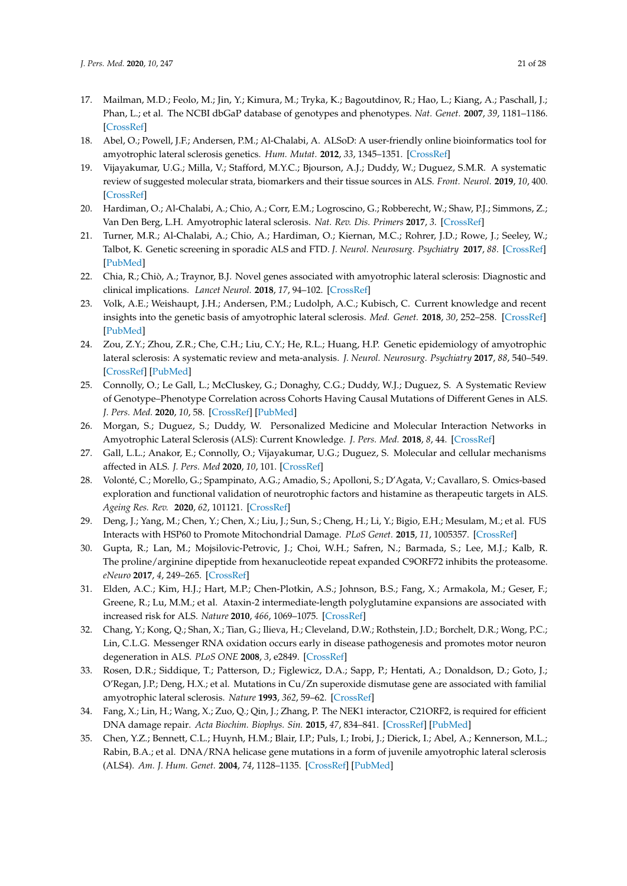17. Mailman, M.D.; Feolo, M.; Jin, Y.; Kimura, M.; Tryka, K.; Bagoutdinov, R.; Hao, L.; Kiang, A.; Paschall, J.; Phan, L.; et al. The NCBI dbGaP database of genotypes and phenotypes. *Nat. Genet.* **2007**, *39*, 1181–1186. [CrossRef]
18. Abel, O.; Powell, J.F.; Andersen, P.M.; Al-Chalabi, A. ALSoD: A user-friendly online bioinformatics tool for amyotrophic lateral sclerosis genetics. *Hum. Mutat.* **2012**, *33*, 1345–1351. [CrossRef]
19. Vijayakumar, U.G.; Milla, V.; Stafford, M.Y.C.; Bjourson, A.J.; Duddy, W.; Duguez, S.M.R. A systematic review of suggested molecular strata, biomarkers and their tissue sources in ALS. *Front. Neurol.* **2019**, *10*, 400. [CrossRef]
20. Hardiman, O.; Al-Chalabi, A.; Chio, A.; Corr, E.M.; Logroscino, G.; Robberecht, W.; Shaw, P.J.; Simmons, Z.; Van Den Berg, L.H. Amyotrophic lateral sclerosis. *Nat. Rev. Dis. Primers* **2017**, *3*. [CrossRef]
21. Turner, M.R.; Al-Chalabi, A.; Chio, A.; Hardiman, O.; Kiernan, M.C.; Rohrer, J.D.; Rowe, J.; Seeley, W.; Talbot, K. Genetic screening in sporadic ALS and FTD. *J. Neurol. Neurosurg. Psychiatry* **2017**, *88*. [CrossRef] [PubMed]
22. Chia, R.; Chiò, A.; Traynor, B.J. Novel genes associated with amyotrophic lateral sclerosis: Diagnostic and clinical implications. *Lancet Neurol.* **2018**, *17*, 94–102. [CrossRef]
23. Volk, A.E.; Weishaupt, J.H.; Andersen, P.M.; Ludolph, A.C.; Kubisch, C. Current knowledge and recent insights into the genetic basis of amyotrophic lateral sclerosis. *Med. Genet.* **2018**, *30*, 252–258. [CrossRef] [PubMed]
24. Zou, Z.Y.; Zhou, Z.R.; Che, C.H.; Liu, C.Y.; He, R.L.; Huang, H.P. Genetic epidemiology of amyotrophic lateral sclerosis: A systematic review and meta-analysis. *J. Neurol. Neurosurg. Psychiatry* **2017**, *88*, 540–549. [CrossRef] [PubMed]
25. Connolly, O.; Le Gall, L.; McCluskey, G.; Donaghy, C.G.; Duddy, W.J.; Duguez, S. A Systematic Review of Genotype–Phenotype Correlation across Cohorts Having Causal Mutations of Different Genes in ALS. *J. Pers. Med.* **2020**, *10*, 58. [CrossRef] [PubMed]
26. Morgan, S.; Duguez, S.; Duddy, W. Personalized Medicine and Molecular Interaction Networks in Amyotrophic Lateral Sclerosis (ALS): Current Knowledge. *J. Pers. Med.* **2018**, *8*, 44. [CrossRef]
27. Gall, L.L.; Anakor, E.; Connolly, O.; Vijayakumar, U.G.; Duguez, S. Molecular and cellular mechanisms affected in ALS. *J. Pers. Med* **2020**, *10*, 101. [CrossRef]
28. Volonté, C.; Morello, G.; Spampinato, A.G.; Amadio, S.; Apolloni, S.; D'Agata, V.; Cavallaro, S. Omics-based exploration and functional validation of neurotrophic factors and histamine as therapeutic targets in ALS. *Ageing Res. Rev.* **2020**, *62*, 101121. [CrossRef]
29. Deng, J.; Yang, M.; Chen, Y.; Chen, X.; Liu, J.; Sun, S.; Cheng, H.; Li, Y.; Bigio, E.H.; Mesulam, M.; et al. FUS Interacts with HSP60 to Promote Mitochondrial Damage. *PLoS Genet.* **2015**, *11*, 1005357. [CrossRef]
30. Gupta, R.; Lan, M.; Mojsilovic-Petrovic, J.; Choi, W.H.; Safren, N.; Barmada, S.; Lee, M.J.; Kalb, R. The proline/arginine dipeptide from hexanucleotide repeat expanded C9ORF72 inhibits the proteasome. *eNeuro* **2017**, *4*, 249–265. [CrossRef]
31. Elden, A.C.; Kim, H.J.; Hart, M.P.; Chen-Plotkin, A.S.; Johnson, B.S.; Fang, X.; Armakola, M.; Geser, F.; Greene, R.; Lu, M.M.; et al. Ataxin-2 intermediate-length polyglutamine expansions are associated with increased risk for ALS. *Nature* **2010**, *466*, 1069–1075. [CrossRef]
32. Chang, Y.; Kong, Q.; Shan, X.; Tian, G.; Ilieva, H.; Cleveland, D.W.; Rothstein, J.D.; Borchelt, D.R.; Wong, P.C.; Lin, C.L.G. Messenger RNA oxidation occurs early in disease pathogenesis and promotes motor neuron degeneration in ALS. *PLoS ONE* **2008**, *3*, e2849. [CrossRef]
33. Rosen, D.R.; Siddique, T.; Patterson, D.; Figlewicz, D.A.; Sapp, P.; Hentati, A.; Donaldson, D.; Goto, J.; O'Regan, J.P.; Deng, H.X.; et al. Mutations in Cu/Zn superoxide dismutase gene are associated with familial amyotrophic lateral sclerosis. *Nature* **1993**, *362*, 59–62. [CrossRef]
34. Fang, X.; Lin, H.; Wang, X.; Zuo, Q.; Qin, J.; Zhang, P. The NEK1 interactor, C21ORF2, is required for efficient DNA damage repair. *Acta Biochim. Biophys. Sin.* **2015**, *47*, 834–841. [CrossRef] [PubMed]
35. Chen, Y.Z.; Bennett, C.L.; Huynh, H.M.; Blair, I.P.; Puls, I.; Irobi, J.; Dierick, I.; Abel, A.; Kennerson, M.L.; Rabin, B.A.; et al. DNA/RNA helicase gene mutations in a form of juvenile amyotrophic lateral sclerosis (ALS4). *Am. J. Hum. Genet.* **2004**, *74*, 1128–1135. [CrossRef] [PubMed]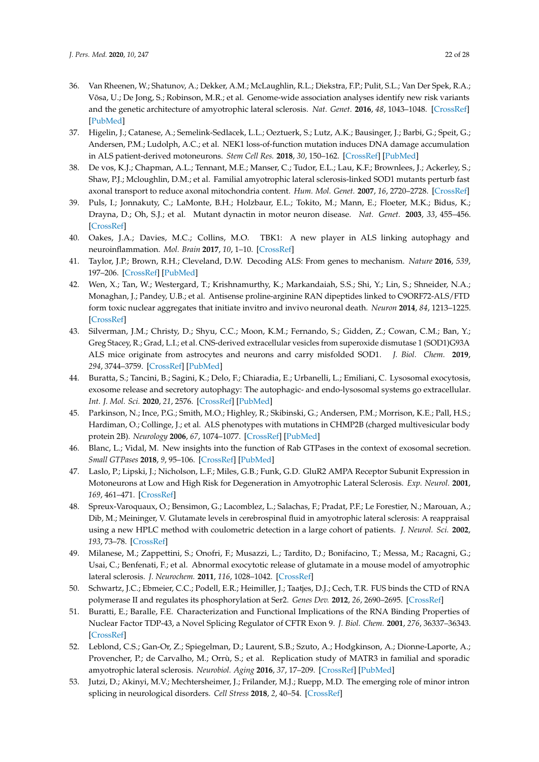36. Van Rheenen, W.; Shatunov, A.; Dekker, A.M.; McLaughlin, R.L.; Diekstra, F.P.; Pulit, S.L.; Van Der Spek, R.A.; Võsa, U.; De Jong, S.; Robinson, M.R.; et al. Genome-wide association analyses identify new risk variants and the genetic architecture of amyotrophic lateral sclerosis. *Nat. Genet.* **2016**, *48*, 1043–1048. [CrossRef] [PubMed]
37. Higelin, J.; Catanese, A.; Semelink-Sedlacek, L.L.; Oeztuerk, S.; Lutz, A.K.; Bausinger, J.; Barbi, G.; Speit, G.; Andersen, P.M.; Ludolph, A.C.; et al. NEK1 loss-of-function mutation induces DNA damage accumulation in ALS patient-derived motoneurons. *Stem Cell Res.* **2018**, *30*, 150–162. [CrossRef] [PubMed]
38. De vos, K.J.; Chapman, A.L.; Tennant, M.E.; Manser, C.; Tudor, E.L.; Lau, K.F.; Brownlees, J.; Ackerley, S.; Shaw, P.J.; Mcloughlin, D.M.; et al. Familial amyotrophic lateral sclerosis-linked SOD1 mutants perturb fast axonal transport to reduce axonal mitochondria content. *Hum. Mol. Genet.* **2007**, *16*, 2720–2728. [CrossRef]
39. Puls, I.; Jonnakuty, C.; LaMonte, B.H.; Holzbaur, E.L.; Tokito, M.; Mann, E.; Floeter, M.K.; Bidus, K.; Drayna, D.; Oh, S.J.; et al. Mutant dynactin in motor neuron disease. *Nat. Genet.* **2003**, *33*, 455–456. [CrossRef]
40. Oakes, J.A.; Davies, M.C.; Collins, M.O. TBK1: A new player in ALS linking autophagy and neuroinflammation. *Mol. Brain* **2017**, *10*, 1–10. [CrossRef]
41. Taylor, J.P.; Brown, R.H.; Cleveland, D.W. Decoding ALS: From genes to mechanism. *Nature* **2016**, *539*, 197–206. [CrossRef] [PubMed]
42. Wen, X.; Tan, W.; Westergard, T.; Krishnamurthy, K.; Markandaiah, S.S.; Shi, Y.; Lin, S.; Shneider, N.A.; Monaghan, J.; Pandey, U.B.; et al. Antisense proline-arginine RAN dipeptides linked to C9ORF72-ALS/FTD form toxic nuclear aggregates that initiate invitro and invivo neuronal death. *Neuron* **2014**, *84*, 1213–1225. [CrossRef]
43. Silverman, J.M.; Christy, D.; Shyu, C.C.; Moon, K.M.; Fernando, S.; Gidden, Z.; Cowan, C.M.; Ban, Y.; Greg Stacey, R.; Grad, L.I.; et al. CNS-derived extracellular vesicles from superoxide dismutase 1 (SOD1)G93A ALS mice originate from astrocytes and neurons and carry misfolded SOD1. *J. Biol. Chem.* **2019**, *294*, 3744–3759. [CrossRef] [PubMed]
44. Buratta, S.; Tancini, B.; Sagini, K.; Delo, F.; Chiaradia, E.; Urbanelli, L.; Emiliani, C. Lysosomal exocytosis, exosome release and secretory autophagy: The autophagic- and endo-lysosomal systems go extracellular. *Int. J. Mol. Sci.* **2020**, *21*, 2576. [CrossRef] [PubMed]
45. Parkinson, N.; Ince, P.G.; Smith, M.O.; Highley, R.; Skibinski, G.; Andersen, P.M.; Morrison, K.E.; Pall, H.S.; Hardiman, O.; Collinge, J.; et al. ALS phenotypes with mutations in CHMP2B (charged multivesicular body protein 2B). *Neurology* **2006**, *67*, 1074–1077. [CrossRef] [PubMed]
46. Blanc, L.; Vidal, M. New insights into the function of Rab GTPases in the context of exosomal secretion. *Small GTPases* **2018**, *9*, 95–106. [CrossRef] [PubMed]
47. Laslo, P.; Lipski, J.; Nicholson, L.F.; Miles, G.B.; Funk, G.D. GluR2 AMPA Receptor Subunit Expression in Motoneurons at Low and High Risk for Degeneration in Amyotrophic Lateral Sclerosis. *Exp. Neurol.* **2001**, *169*, 461–471. [CrossRef]
48. Spreux-Varoquaux, O.; Bensimon, G.; Lacomblez, L.; Salachas, F.; Pradat, P.F.; Le Forestier, N.; Marouan, A.; Dib, M.; Meininger, V. Glutamate levels in cerebrospinal fluid in amyotrophic lateral sclerosis: A reappraisal using a new HPLC method with coulometric detection in a large cohort of patients. *J. Neurol. Sci.* **2002**, *193*, 73–78. [CrossRef]
49. Milanese, M.; Zappettini, S.; Onofri, F.; Musazzi, L.; Tardito, D.; Bonifacino, T.; Messa, M.; Racagni, G.; Usai, C.; Benfenati, F.; et al. Abnormal exocytotic release of glutamate in a mouse model of amyotrophic lateral sclerosis. *J. Neurochem.* **2011**, *116*, 1028–1042. [CrossRef]
50. Schwartz, J.C.; Ebmeier, C.C.; Podell, E.R.; Heimiller, J.; Taatjes, D.J.; Cech, T.R. FUS binds the CTD of RNA polymerase II and regulates its phosphorylation at Ser2. *Genes Dev.* **2012**, *26*, 2690–2695. [CrossRef]
51. Buratti, E.; Baralle, F.E. Characterization and Functional Implications of the RNA Binding Properties of Nuclear Factor TDP-43, a Novel Splicing Regulator of CFTR Exon 9. *J. Biol. Chem.* **2001**, *276*, 36337–36343. [CrossRef]
52. Leblond, C.S.; Gan-Or, Z.; Spiegelman, D.; Laurent, S.B.; Szuto, A.; Hodgkinson, A.; Dionne-Laporte, A.; Provencher, P.; de Carvalho, M.; Orrù, S.; et al. Replication study of MATR3 in familial and sporadic amyotrophic lateral sclerosis. *Neurobiol. Aging* **2016**, *37*, 17–209. [CrossRef] [PubMed]
53. Jutzi, D.; Akinyi, M.V.; Mechtersheimer, J.; Frilander, M.J.; Ruepp, M.D. The emerging role of minor intron splicing in neurological disorders. *Cell Stress* **2018**, *2*, 40–54. [CrossRef]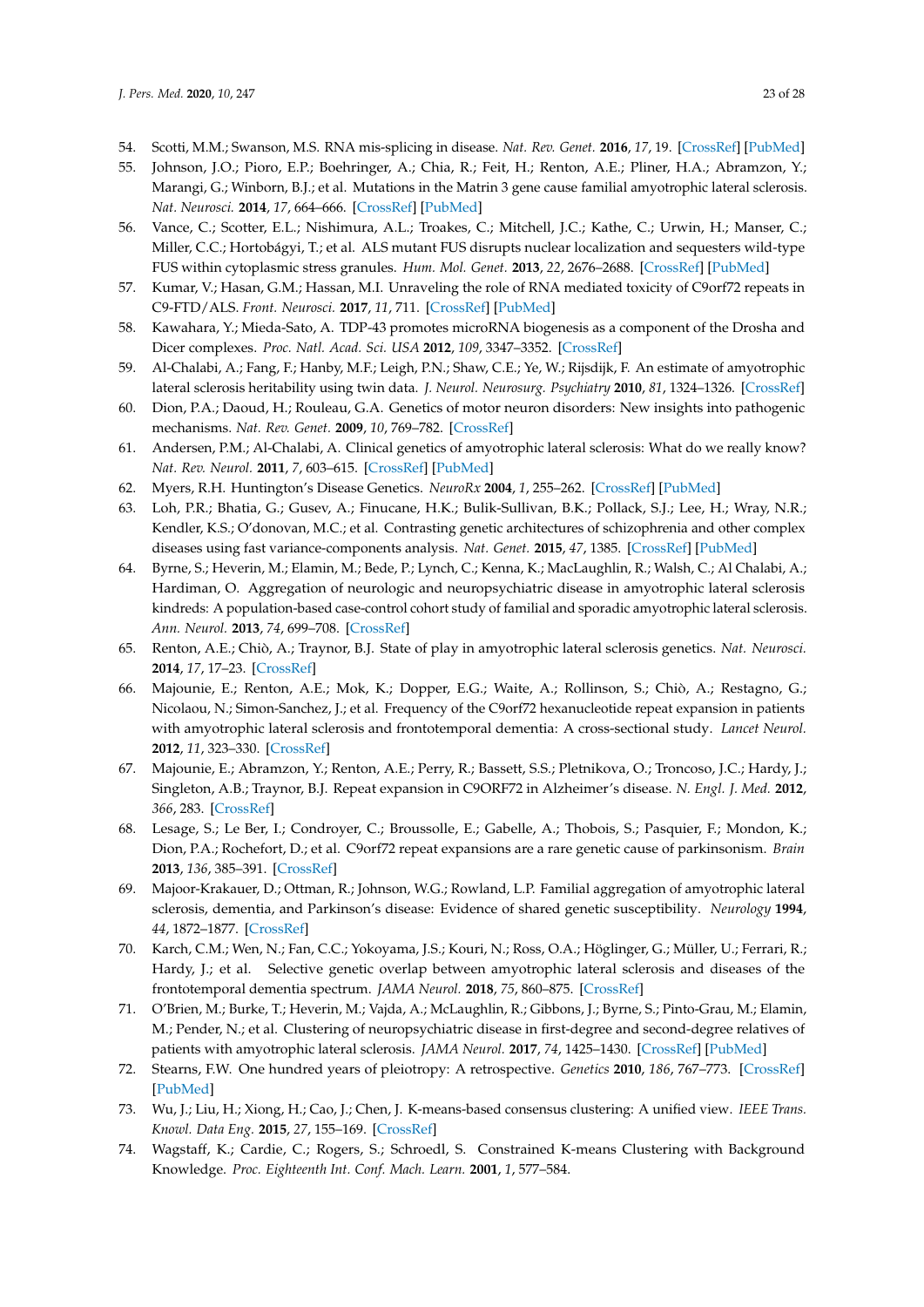54. Scotti, M.M.; Swanson, M.S. RNA mis-splicing in disease. *Nat. Rev. Genet.* **2016**, *17*, 19. [CrossRef] [PubMed]
55. Johnson, J.O.; Pioro, E.P.; Boehringer, A.; Chia, R.; Feit, H.; Renton, A.E.; Pliner, H.A.; Abramzon, Y.; Marangi, G.; Winborn, B.J.; et al. Mutations in the Matrin 3 gene cause familial amyotrophic lateral sclerosis. *Nat. Neurosci.* **2014**, *17*, 664–666. [CrossRef] [PubMed]
56. Vance, C.; Scotter, E.L.; Nishimura, A.L.; Troakes, C.; Mitchell, J.C.; Kathe, C.; Urwin, H.; Manser, C.; Miller, C.C.; Hortobágyi, T.; et al. ALS mutant FUS disrupts nuclear localization and sequesters wild-type FUS within cytoplasmic stress granules. *Hum. Mol. Genet.* **2013**, *22*, 2676–2688. [CrossRef] [PubMed]
57. Kumar, V.; Hasan, G.M.; Hassan, M.I. Unraveling the role of RNA mediated toxicity of C9orf72 repeats in C9-FTD/ALS. *Front. Neurosci.* **2017**, *11*, 711. [CrossRef] [PubMed]
58. Kawahara, Y.; Mieda-Sato, A. TDP-43 promotes microRNA biogenesis as a component of the Drosha and Dicer complexes. *Proc. Natl. Acad. Sci. USA* **2012**, *109*, 3347–3352. [CrossRef]
59. Al-Chalabi, A.; Fang, F.; Hanby, M.F.; Leigh, P.N.; Shaw, C.E.; Ye, W.; Rijsdijk, F. An estimate of amyotrophic lateral sclerosis heritability using twin data. *J. Neurol. Neurosurg. Psychiatry* **2010**, *81*, 1324–1326. [CrossRef]
60. Dion, P.A.; Daoud, H.; Rouleau, G.A. Genetics of motor neuron disorders: New insights into pathogenic mechanisms. *Nat. Rev. Genet.* **2009**, *10*, 769–782. [CrossRef]
61. Andersen, P.M.; Al-Chalabi, A. Clinical genetics of amyotrophic lateral sclerosis: What do we really know? *Nat. Rev. Neurol.* **2011**, *7*, 603–615. [CrossRef] [PubMed]
62. Myers, R.H. Huntington's Disease Genetics. *NeuroRx* **2004**, *1*, 255–262. [CrossRef] [PubMed]
63. Loh, P.R.; Bhatia, G.; Gusev, A.; Finucane, H.K.; Bulik-Sullivan, B.K.; Pollack, S.J.; Lee, H.; Wray, N.R.; Kendler, K.S.; O'donovan, M.C.; et al. Contrasting genetic architectures of schizophrenia and other complex diseases using fast variance-components analysis. *Nat. Genet.* **2015**, *47*, 1385. [CrossRef] [PubMed]
64. Byrne, S.; Heverin, M.; Elamin, M.; Bede, P.; Lynch, C.; Kenna, K.; MacLaughlin, R.; Walsh, C.; Al Chalabi, A.; Hardiman, O. Aggregation of neurologic and neuropsychiatric disease in amyotrophic lateral sclerosis kindreds: A population-based case-control cohort study of familial and sporadic amyotrophic lateral sclerosis. *Ann. Neurol.* **2013**, *74*, 699–708. [CrossRef]
65. Renton, A.E.; Chiò, A.; Traynor, B.J. State of play in amyotrophic lateral sclerosis genetics. *Nat. Neurosci.* **2014**, *17*, 17–23. [CrossRef]
66. Majounie, E.; Renton, A.E.; Mok, K.; Dopper, E.G.; Waite, A.; Rollinson, S.; Chiò, A.; Restagno, G.; Nicolaou, N.; Simon-Sanchez, J.; et al. Frequency of the C9orf72 hexanucleotide repeat expansion in patients with amyotrophic lateral sclerosis and frontotemporal dementia: A cross-sectional study. *Lancet Neurol.* **2012**, *11*, 323–330. [CrossRef]
67. Majounie, E.; Abramzon, Y.; Renton, A.E.; Perry, R.; Bassett, S.S.; Pletnikova, O.; Troncoso, J.C.; Hardy, J.; Singleton, A.B.; Traynor, B.J. Repeat expansion in C9ORF72 in Alzheimer's disease. *N. Engl. J. Med.* **2012**, *366*, 283. [CrossRef]
68. Lesage, S.; Le Ber, I.; Condroyer, C.; Broussolle, E.; Gabelle, A.; Thobois, S.; Pasquier, F.; Mondon, K.; Dion, P.A.; Rochefort, D.; et al. C9orf72 repeat expansions are a rare genetic cause of parkinsonism. *Brain* **2013**, *136*, 385–391. [CrossRef]
69. Majoor-Krakauer, D.; Ottman, R.; Johnson, W.G.; Rowland, L.P. Familial aggregation of amyotrophic lateral sclerosis, dementia, and Parkinson's disease: Evidence of shared genetic susceptibility. *Neurology* **1994**, *44*, 1872–1877. [CrossRef]
70. Karch, C.M.; Wen, N.; Fan, C.C.; Yokoyama, J.S.; Kouri, N.; Ross, O.A.; Höglinger, G.; Müller, U.; Ferrari, R.; Hardy, J.; et al. Selective genetic overlap between amyotrophic lateral sclerosis and diseases of the frontotemporal dementia spectrum. *JAMA Neurol.* **2018**, *75*, 860–875. [CrossRef]
71. O'Brien, M.; Burke, T.; Heverin, M.; Vajda, A.; McLaughlin, R.; Gibbons, J.; Byrne, S.; Pinto-Grau, M.; Elamin, M.; Pender, N.; et al. Clustering of neuropsychiatric disease in first-degree and second-degree relatives of patients with amyotrophic lateral sclerosis. *JAMA Neurol.* **2017**, *74*, 1425–1430. [CrossRef] [PubMed]
72. Stearns, F.W. One hundred years of pleiotropy: A retrospective. *Genetics* **2010**, *186*, 767–773. [CrossRef] [PubMed]
73. Wu, J.; Liu, H.; Xiong, H.; Cao, J.; Chen, J. K-means-based consensus clustering: A unified view. *IEEE Trans. Knowl. Data Eng.* **2015**, *27*, 155–169. [CrossRef]
74. Wagstaff, K.; Cardie, C.; Rogers, S.; Schroedl, S. Constrained K-means Clustering with Background Knowledge. *Proc. Eighteenth Int. Conf. Mach. Learn.* **2001**, *1*, 577–584.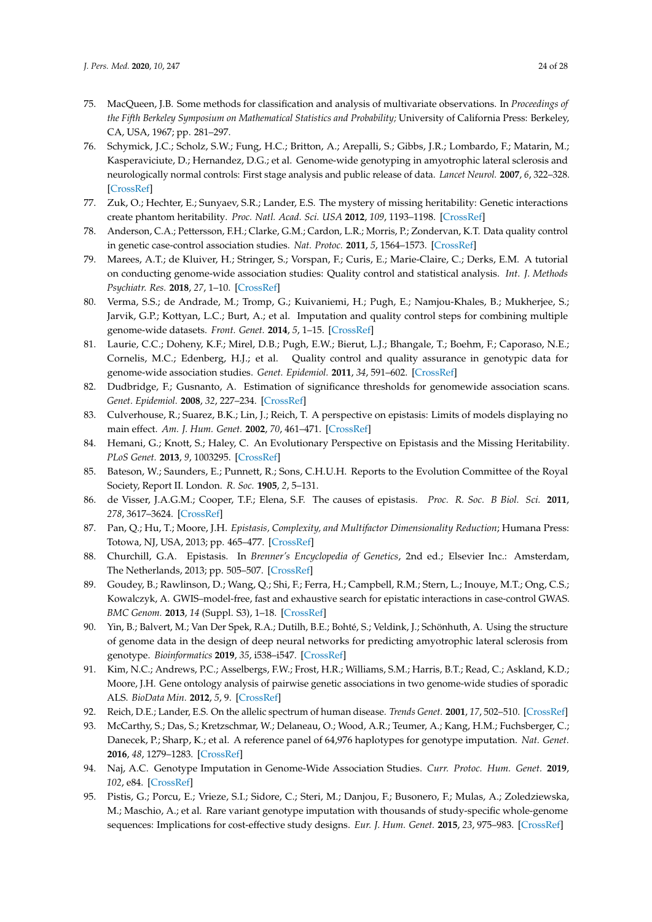75. MacQueen, J.B. Some methods for classification and analysis of multivariate observations. In *Proceedings of the Fifth Berkeley Symposium on Mathematical Statistics and Probability*; University of California Press: Berkeley, CA, USA, 1967; pp. 281–297.
76. Schymick, J.C.; Scholz, S.W.; Fung, H.C.; Britton, A.; Arepalli, S.; Gibbs, J.R.; Lombardo, F.; Matarin, M.; Kasperaviciute, D.; Hernandez, D.G.; et al. Genome-wide genotyping in amyotrophic lateral sclerosis and neurologically normal controls: First stage analysis and public release of data. *Lancet Neurol.* **2007**, *6*, 322–328. [CrossRef]
77. Zuk, O.; Hechter, E.; Sunyaev, S.R.; Lander, E.S. The mystery of missing heritability: Genetic interactions create phantom heritability. *Proc. Natl. Acad. Sci. USA* **2012**, *109*, 1193–1198. [CrossRef]
78. Anderson, C.A.; Pettersson, F.H.; Clarke, G.M.; Cardon, L.R.; Morris, P.; Zondervan, K.T. Data quality control in genetic case-control association studies. *Nat. Protoc.* **2011**, *5*, 1564–1573. [CrossRef]
79. Marees, A.T.; de Kluiver, H.; Stringer, S.; Vorspan, F.; Curis, E.; Marie-Claire, C.; Derks, E.M. A tutorial on conducting genome-wide association studies: Quality control and statistical analysis. *Int. J. Methods Psychiatr. Res.* **2018**, *27*, 1–10. [CrossRef]
80. Verma, S.S.; de Andrade, M.; Tromp, G.; Kuivaniemi, H.; Pugh, E.; Namjou-Khales, B.; Mukherjee, S.; Jarvik, G.P.; Kottyan, L.C.; Burt, A.; et al. Imputation and quality control steps for combining multiple genome-wide datasets. *Front. Genet.* **2014**, *5*, 1–15. [CrossRef]
81. Laurie, C.C.; Doheny, K.F.; Mirel, D.B.; Pugh, E.W.; Bierut, L.J.; Bhangale, T.; Boehm, F.; Caporaso, N.E.; Cornelis, M.C.; Edenberg, H.J.; et al. Quality control and quality assurance in genotypic data for genome-wide association studies. *Genet. Epidemiol.* **2011**, *34*, 591–602. [CrossRef]
82. Dudbridge, F.; Gusnanto, A. Estimation of significance thresholds for genomewide association scans. *Genet. Epidemiol.* **2008**, *32*, 227–234. [CrossRef]
83. Culverhouse, R.; Suarez, B.K.; Lin, J.; Reich, T. A perspective on epistasis: Limits of models displaying no main effect. *Am. J. Hum. Genet.* **2002**, *70*, 461–471. [CrossRef]
84. Hemani, G.; Knott, S.; Haley, C. An Evolutionary Perspective on Epistasis and the Missing Heritability. *PLoS Genet.* **2013**, *9*, 1003295. [CrossRef]
85. Bateson, W.; Saunders, E.; Punnett, R.; Sons, C.H.U.H. Reports to the Evolution Committee of the Royal Society, Report II. London. *R. Soc.* **1905**, *2*, 5–131.
86. de Visser, J.A.G.M.; Cooper, T.F.; Elena, S.F. The causes of epistasis. *Proc. R. Soc. B Biol. Sci.* **2011**, *278*, 3617–3624. [CrossRef]
87. Pan, Q.; Hu, T.; Moore, J.H. *Epistasis, Complexity, and Multifactor Dimensionality Reduction*; Humana Press: Totowa, NJ, USA, 2013; pp. 465–477. [CrossRef]
88. Churchill, G.A. Epistasis. In *Brenner's Encyclopedia of Genetics*, 2nd ed.; Elsevier Inc.: Amsterdam, The Netherlands, 2013; pp. 505–507. [CrossRef]
89. Goudey, B.; Rawlinson, D.; Wang, Q.; Shi, F.; Ferra, H.; Campbell, R.M.; Stern, L.; Inouye, M.T.; Ong, C.S.; Kowalczyk, A. GWIS–model-free, fast and exhaustive search for epistatic interactions in case-control GWAS. *BMC Genom.* **2013**, *14* (Suppl. S3), 1–18. [CrossRef]
90. Yin, B.; Balvert, M.; Van Der Spek, R.A.; Dutilh, B.E.; Bohté, S.; Veldink, J.; Schönhuth, A. Using the structure of genome data in the design of deep neural networks for predicting amyotrophic lateral sclerosis from genotype. *Bioinformatics* **2019**, *35*, i538–i547. [CrossRef]
91. Kim, N.C.; Andrews, P.C.; Asselbergs, F.W.; Frost, H.R.; Williams, S.M.; Harris, B.T.; Read, C.; Askland, K.D.; Moore, J.H. Gene ontology analysis of pairwise genetic associations in two genome-wide studies of sporadic ALS. *BioData Min.* **2012**, *5*, 9. [CrossRef]
92. Reich, D.E.; Lander, E.S. On the allelic spectrum of human disease. *Trends Genet.* **2001**, *17*, 502–510. [CrossRef]
93. McCarthy, S.; Das, S.; Kretzschmar, W.; Delaneau, O.; Wood, A.R.; Teumer, A.; Kang, H.M.; Fuchsberger, C.; Danecek, P.; Sharp, K.; et al. A reference panel of 64,976 haplotypes for genotype imputation. *Nat. Genet.* **2016**, *48*, 1279–1283. [CrossRef]
94. Naj, A.C. Genotype Imputation in Genome-Wide Association Studies. *Curr. Protoc. Hum. Genet.* **2019**, *102*, e84. [CrossRef]
95. Pistis, G.; Porcu, E.; Vrieze, S.I.; Sidore, C.; Steri, M.; Danjou, F.; Busonero, F.; Mulas, A.; Zoledziewska, M.; Maschio, A.; et al. Rare variant genotype imputation with thousands of study-specific whole-genome sequences: Implications for cost-effective study designs. *Eur. J. Hum. Genet.* **2015**, *23*, 975–983. [CrossRef]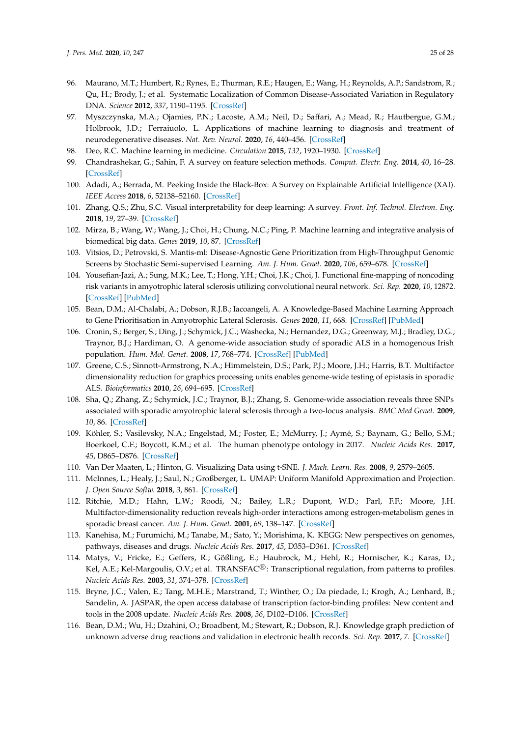96. Maurano, M.T.; Humbert, R.; Rynes, E.; Thurman, R.E.; Haugen, E.; Wang, H.; Reynolds, A.P.; Sandstrom, R.; Qu, H.; Brody, J.; et al. Systematic Localization of Common Disease-Associated Variation in Regulatory DNA. *Science* **2012**, *337*, 1190–1195. [CrossRef]
97. Myszczynska, M.A.; Ojamies, P.N.; Lacoste, A.M.; Neil, D.; Saffari, A.; Mead, R.; Hautbergue, G.M.; Holbrook, J.D.; Ferraiuolo, L. Applications of machine learning to diagnosis and treatment of neurodegenerative diseases. *Nat. Rev. Neurol.* **2020**, *16*, 440–456. [CrossRef]
98. Deo, R.C. Machine learning in medicine. *Circulation* **2015**, *132*, 1920–1930. [CrossRef]
99. Chandrashekar, G.; Sahin, F. A survey on feature selection methods. *Comput. Electr. Eng.* **2014**, *40*, 16–28. [CrossRef]
100. Adadi, A.; Berrada, M. Peeking Inside the Black-Box: A Survey on Explainable Artificial Intelligence (XAI). *IEEE Access* **2018**, *6*, 52138–52160. [CrossRef]
101. Zhang, Q.S.; Zhu, S.C. Visual interpretability for deep learning: A survey. *Front. Inf. Technol. Electron. Eng.* **2018**, *19*, 27–39. [CrossRef]
102. Mirza, B.; Wang, W.; Wang, J.; Choi, H.; Chung, N.C.; Ping, P. Machine learning and integrative analysis of biomedical big data. *Genes* **2019**, *10*, 87. [CrossRef]
103. Vitsios, D.; Petrovski, S. Mantis-ml: Disease-Agnostic Gene Prioritization from High-Throughput Genomic Screens by Stochastic Semi-supervised Learning. *Am. J. Hum. Genet.* **2020**, *106*, 659–678. [CrossRef]
104. Yousefian-Jazi, A.; Sung, M.K.; Lee, T.; Hong, Y.H.; Choi, J.K.; Choi, J. Functional fine-mapping of noncoding risk variants in amyotrophic lateral sclerosis utilizing convolutional neural network. *Sci. Rep.* **2020**, *10*, 12872. [CrossRef] [PubMed]
105. Bean, D.M.; Al-Chalabi, A.; Dobson, R.J.B.; Iacoangeli, A. A Knowledge-Based Machine Learning Approach to Gene Prioritisation in Amyotrophic Lateral Sclerosis. *Genes* **2020**, *11*, 668. [CrossRef] [PubMed]
106. Cronin, S.; Berger, S.; Ding, J.; Schymick, J.C.; Washecka, N.; Hernandez, D.G.; Greenway, M.J.; Bradley, D.G.; Traynor, B.J.; Hardiman, O. A genome-wide association study of sporadic ALS in a homogenous Irish population. *Hum. Mol. Genet.* **2008**, *17*, 768–774. [CrossRef] [PubMed]
107. Greene, C.S.; Sinnott-Armstrong, N.A.; Himmelstein, D.S.; Park, P.J.; Moore, J.H.; Harris, B.T. Multifactor dimensionality reduction for graphics processing units enables genome-wide testing of epistasis in sporadic ALS. *Bioinformatics* **2010**, *26*, 694–695. [CrossRef]
108. Sha, Q.; Zhang, Z.; Schymick, J.C.; Traynor, B.J.; Zhang, S. Genome-wide association reveals three SNPs associated with sporadic amyotrophic lateral sclerosis through a two-locus analysis. *BMC Med Genet.* **2009**, *10*, 86. [CrossRef]
109. Köhler, S.; Vasilevsky, N.A.; Engelstad, M.; Foster, E.; McMurry, J.; Aymé, S.; Baynam, G.; Bello, S.M.; Boerkoel, C.F.; Boycott, K.M.; et al. The human phenotype ontology in 2017. *Nucleic Acids Res.* **2017**, *45*, D865–D876. [CrossRef]
110. Van Der Maaten, L.; Hinton, G. Visualizing Data using t-SNE. *J. Mach. Learn. Res.* **2008**, *9*, 2579–2605.
111. McInnes, L.; Healy, J.; Saul, N.; Großberger, L. UMAP: Uniform Manifold Approximation and Projection. *J. Open Source Softw.* **2018**, *3*, 861. [CrossRef]
112. Ritchie, M.D.; Hahn, L.W.; Roodi, N.; Bailey, L.R.; Dupont, W.D.; Parl, F.F.; Moore, J.H. Multifactor-dimensionality reduction reveals high-order interactions among estrogen-metabolism genes in sporadic breast cancer. *Am. J. Hum. Genet.* **2001**, *69*, 138–147. [CrossRef]
113. Kanehisa, M.; Furumichi, M.; Tanabe, M.; Sato, Y.; Morishima, K. KEGG: New perspectives on genomes, pathways, diseases and drugs. *Nucleic Acids Res.* **2017**, *45*, D353–D361. [CrossRef]
114. Matys, V.; Fricke, E.; Geffers, R.; Gößling, E.; Haubrock, M.; Hehl, R.; Hornischer, K.; Karas, D.; Kel, A.E.; Kel-Margoulis, O.V.; et al. TRANSFAC®: Transcriptional regulation, from patterns to profiles. *Nucleic Acids Res.* **2003**, *31*, 374–378. [CrossRef]
115. Bryne, J.C.; Valen, E.; Tang, M.H.E.; Marstrand, T.; Winther, O.; Da piedade, I.; Krogh, A.; Lenhard, B.; Sandelin, A. JASPAR, the open access database of transcription factor-binding profiles: New content and tools in the 2008 update. *Nucleic Acids Res.* **2008**, *36*, D102–D106. [CrossRef]
116. Bean, D.M.; Wu, H.; Dzahini, O.; Broadbent, M.; Stewart, R.; Dobson, R.J. Knowledge graph prediction of unknown adverse drug reactions and validation in electronic health records. *Sci. Rep.* **2017**, *7*. [CrossRef]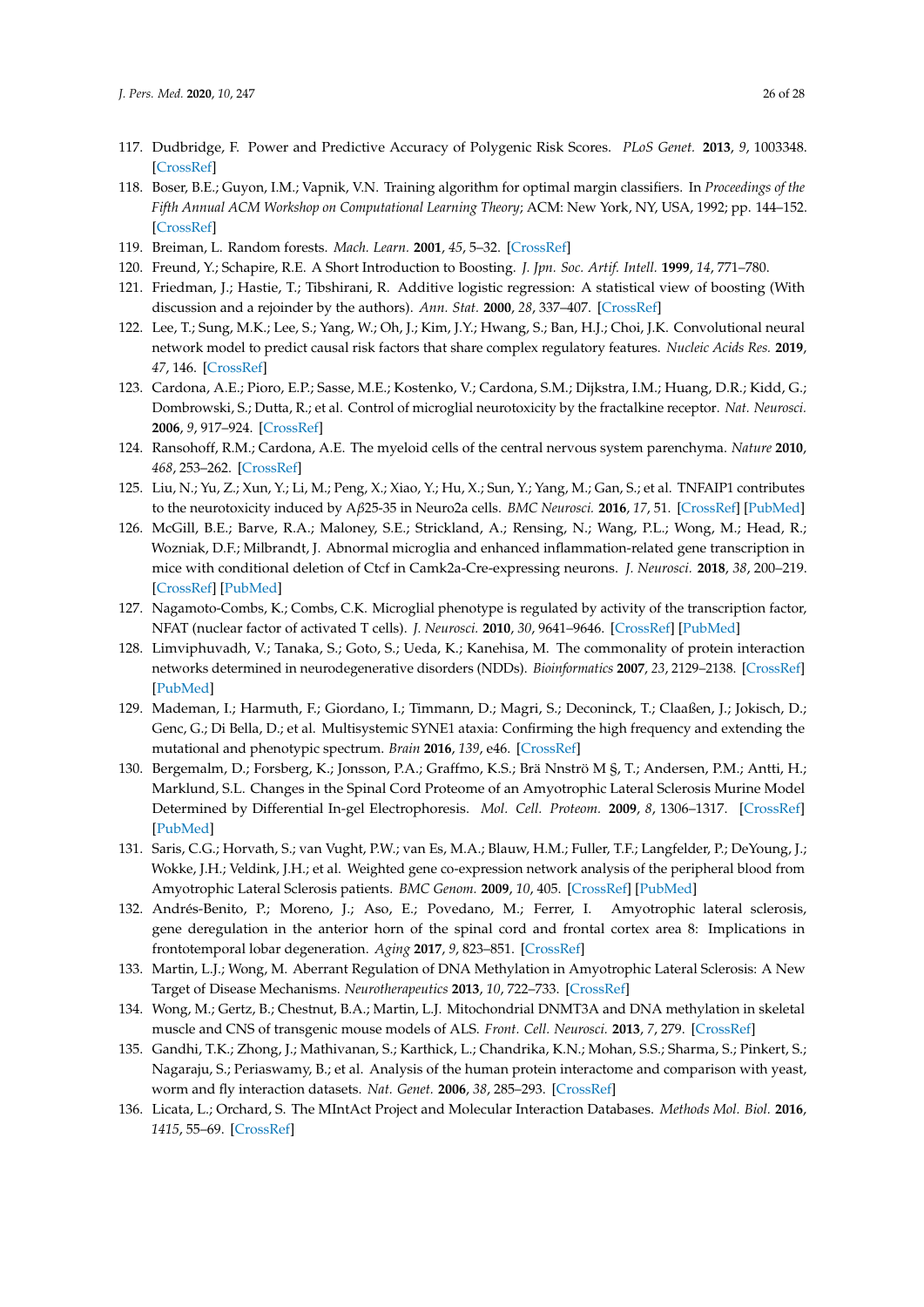117. Dudbridge, F. Power and Predictive Accuracy of Polygenic Risk Scores. *PLoS Genet.* **2013**, *9*, 1003348. [CrossRef]
118. Boser, B.E.; Guyon, I.M.; Vapnik, V.N. Training algorithm for optimal margin classifiers. In *Proceedings of the Fifth Annual ACM Workshop on Computational Learning Theory*; ACM: New York, NY, USA, 1992; pp. 144–152. [CrossRef]
119. Breiman, L. Random forests. *Mach. Learn.* **2001**, *45*, 5–32. [CrossRef]
120. Freund, Y.; Schapire, R.E. A Short Introduction to Boosting. *J. Jpn. Soc. Artif. Intell.* **1999**, *14*, 771–780.
121. Friedman, J.; Hastie, T.; Tibshirani, R. Additive logistic regression: A statistical view of boosting (With discussion and a rejoinder by the authors). *Ann. Stat.* **2000**, *28*, 337–407. [CrossRef]
122. Lee, T.; Sung, M.K.; Lee, S.; Yang, W.; Oh, J.; Kim, J.Y.; Hwang, S.; Ban, H.J.; Choi, J.K. Convolutional neural network model to predict causal risk factors that share complex regulatory features. *Nucleic Acids Res.* **2019**, *47*, 146. [CrossRef]
123. Cardona, A.E.; Pioro, E.P.; Sasse, M.E.; Kostenko, V.; Cardona, S.M.; Dijkstra, I.M.; Huang, D.R.; Kidd, G.; Dombrowski, S.; Dutta, R.; et al. Control of microglial neurotoxicity by the fractalkine receptor. *Nat. Neurosci.* **2006**, *9*, 917–924. [CrossRef]
124. Ransohoff, R.M.; Cardona, A.E. The myeloid cells of the central nervous system parenchyma. *Nature* **2010**, *468*, 253–262. [CrossRef]
125. Liu, N.; Yu, Z.; Xun, Y.; Li, M.; Peng, X.; Xiao, Y.; Hu, X.; Sun, Y.; Yang, M.; Gan, S.; et al. TNFAIP1 contributes to the neurotoxicity induced by A$\beta$25-35 in Neuro2a cells. *BMC Neurosci.* **2016**, *17*, 51. [CrossRef] [PubMed]
126. McGill, B.E.; Barve, R.A.; Maloney, S.E.; Strickland, A.; Rensing, N.; Wang, P.L.; Wong, M.; Head, R.; Wozniak, D.F.; Milbrandt, J. Abnormal microglia and enhanced inflammation-related gene transcription in mice with conditional deletion of Ctcf in Camk2a-Cre-expressing neurons. *J. Neurosci.* **2018**, *38*, 200–219. [CrossRef] [PubMed]
127. Nagamoto-Combs, K.; Combs, C.K. Microglial phenotype is regulated by activity of the transcription factor, NFAT (nuclear factor of activated T cells). *J. Neurosci.* **2010**, *30*, 9641–9646. [CrossRef] [PubMed]
128. Limviphuvadh, V.; Tanaka, S.; Goto, S.; Ueda, K.; Kanehisa, M. The commonality of protein interaction networks determined in neurodegenerative disorders (NDDs). *Bioinformatics* **2007**, *23*, 2129–2138. [CrossRef] [PubMed]
129. Mademan, I.; Harmuth, F.; Giordano, I.; Timmann, D.; Magri, S.; Deconinck, T.; Claaßen, J.; Jokisch, D.; Genc, G.; Di Bella, D.; et al. Multisystemic SYNE1 ataxia: Confirming the high frequency and extending the mutational and phenotypic spectrum. *Brain* **2016**, *139*, e46. [CrossRef]
130. Bergemalm, D.; Forsberg, K.; Jonsson, P.A.; Graffmo, K.S.; Brä Nnströ M §, T.; Andersen, P.M.; Antti, H.; Marklund, S.L. Changes in the Spinal Cord Proteome of an Amyotrophic Lateral Sclerosis Murine Model Determined by Differential In-gel Electrophoresis. *Mol. Cell. Proteom.* **2009**, *8*, 1306–1317. [CrossRef] [PubMed]
131. Saris, C.G.; Horvath, S.; van Vught, P.W.; van Es, M.A.; Blauw, H.M.; Fuller, T.F.; Langfelder, P.; DeYoung, J.; Wokke, J.H.; Veldink, J.H.; et al. Weighted gene co-expression network analysis of the peripheral blood from Amyotrophic Lateral Sclerosis patients. *BMC Genom.* **2009**, *10*, 405. [CrossRef] [PubMed]
132. Andrés-Benito, P.; Moreno, J.; Aso, E.; Povedano, M.; Ferrer, I. Amyotrophic lateral sclerosis, gene deregulation in the anterior horn of the spinal cord and frontal cortex area 8: Implications in frontotemporal lobar degeneration. *Aging* **2017**, *9*, 823–851. [CrossRef]
133. Martin, L.J.; Wong, M. Aberrant Regulation of DNA Methylation in Amyotrophic Lateral Sclerosis: A New Target of Disease Mechanisms. *Neurotherapeutics* **2013**, *10*, 722–733. [CrossRef]
134. Wong, M.; Gertz, B.; Chestnut, B.A.; Martin, L.J. Mitochondrial DNMT3A and DNA methylation in skeletal muscle and CNS of transgenic mouse models of ALS. *Front. Cell. Neurosci.* **2013**, *7*, 279. [CrossRef]
135. Gandhi, T.K.; Zhong, J.; Mathivanan, S.; Karthick, L.; Chandrika, K.N.; Mohan, S.S.; Sharma, S.; Pinkert, S.; Nagaraju, S.; Periaswamy, B.; et al. Analysis of the human protein interactome and comparison with yeast, worm and fly interaction datasets. *Nat. Genet.* **2006**, *38*, 285–293. [CrossRef]
136. Licata, L.; Orchard, S. The MIntAct Project and Molecular Interaction Databases. *Methods Mol. Biol.* **2016**, *1415*, 55–69. [CrossRef]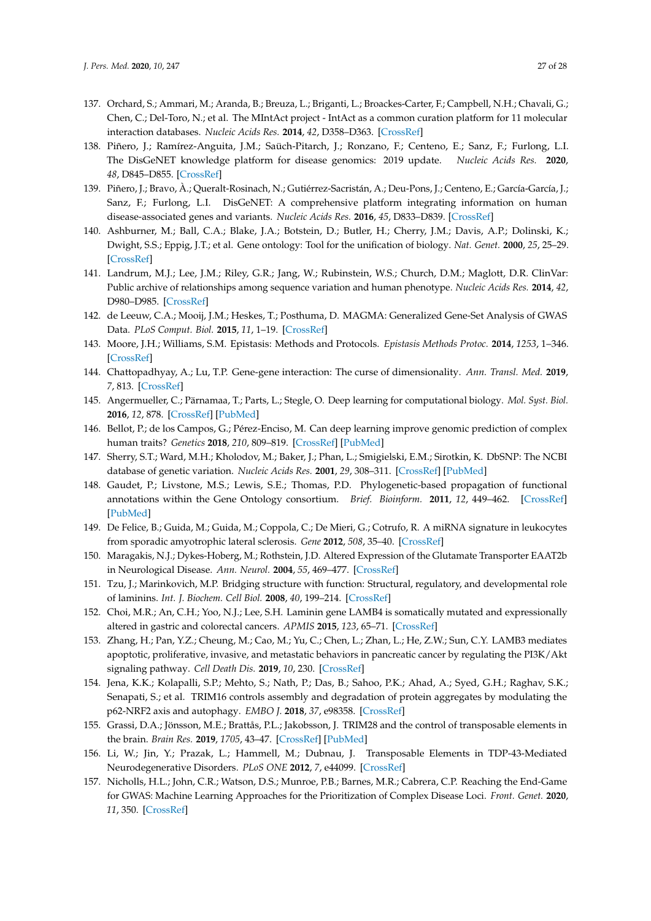137. Orchard, S.; Ammari, M.; Aranda, B.; Breuza, L.; Briganti, L.; Broackes-Carter, F.; Campbell, N.H.; Chavali, G.; Chen, C.; Del-Toro, N.; et al. The MIntAct project - IntAct as a common curation platform for 11 molecular interaction databases. *Nucleic Acids Res.* **2014**, *42*, D358–D363. [CrossRef]
138. Piñero, J.; Ramírez-Anguita, J.M.; Saüch-Pitarch, J.; Ronzano, F.; Centeno, E.; Sanz, F.; Furlong, L.I. The DisGeNET knowledge platform for disease genomics: 2019 update. *Nucleic Acids Res.* **2020**, *48*, D845–D855. [CrossRef]
139. Piñero, J.; Bravo, À.; Queralt-Rosinach, N.; Gutiérrez-Sacristán, A.; Deu-Pons, J.; Centeno, E.; García-García, J.; Sanz, F.; Furlong, L.I. DisGeNET: A comprehensive platform integrating information on human disease-associated genes and variants. *Nucleic Acids Res.* **2016**, *45*, D833–D839. [CrossRef]
140. Ashburner, M.; Ball, C.A.; Blake, J.A.; Botstein, D.; Butler, H.; Cherry, J.M.; Davis, A.P.; Dolinski, K.; Dwight, S.S.; Eppig, J.T.; et al. Gene ontology: Tool for the unification of biology. *Nat. Genet.* **2000**, *25*, 25–29. [CrossRef]
141. Landrum, M.J.; Lee, J.M.; Riley, G.R.; Jang, W.; Rubinstein, W.S.; Church, D.M.; Maglott, D.R. ClinVar: Public archive of relationships among sequence variation and human phenotype. *Nucleic Acids Res.* **2014**, *42*, D980–D985. [CrossRef]
142. de Leeuw, C.A.; Mooij, J.M.; Heskes, T.; Posthuma, D. MAGMA: Generalized Gene-Set Analysis of GWAS Data. *PLoS Comput. Biol.* **2015**, *11*, 1–19. [CrossRef]
143. Moore, J.H.; Williams, S.M. Epistasis: Methods and Protocols. *Epistasis Methods Protoc.* **2014**, *1253*, 1–346. [CrossRef]
144. Chattopadhyay, A.; Lu, T.P. Gene-gene interaction: The curse of dimensionality. *Ann. Transl. Med.* **2019**, *7*, 813. [CrossRef]
145. Angermueller, C.; Pärnamaa, T.; Parts, L.; Stegle, O. Deep learning for computational biology. *Mol. Syst. Biol.* **2016**, *12*, 878. [CrossRef] [PubMed]
146. Bellot, P.; de los Campos, G.; Pérez-Enciso, M. Can deep learning improve genomic prediction of complex human traits? *Genetics* **2018**, *210*, 809–819. [CrossRef] [PubMed]
147. Sherry, S.T.; Ward, M.H.; Kholodov, M.; Baker, J.; Phan, L.; Smigielski, E.M.; Sirotkin, K. DbSNP: The NCBI database of genetic variation. *Nucleic Acids Res.* **2001**, *29*, 308–311. [CrossRef] [PubMed]
148. Gaudet, P.; Livstone, M.S.; Lewis, S.E.; Thomas, P.D. Phylogenetic-based propagation of functional annotations within the Gene Ontology consortium. *Brief. Bioinform.* **2011**, *12*, 449–462. [CrossRef] [PubMed]
149. De Felice, B.; Guida, M.; Guida, M.; Coppola, C.; De Mieri, G.; Cotrufo, R. A miRNA signature in leukocytes from sporadic amyotrophic lateral sclerosis. *Gene* **2012**, *508*, 35–40. [CrossRef]
150. Maragakis, N.J.; Dykes-Hoberg, M.; Rothstein, J.D. Altered Expression of the Glutamate Transporter EAAT2b in Neurological Disease. *Ann. Neurol.* **2004**, *55*, 469–477. [CrossRef]
151. Tzu, J.; Marinkovich, M.P. Bridging structure with function: Structural, regulatory, and developmental role of laminins. *Int. J. Biochem. Cell Biol.* **2008**, *40*, 199–214. [CrossRef]
152. Choi, M.R.; An, C.H.; Yoo, N.J.; Lee, S.H. Laminin gene LAMB4 is somatically mutated and expressionally altered in gastric and colorectal cancers. *APMIS* **2015**, *123*, 65–71. [CrossRef]
153. Zhang, H.; Pan, Y.Z.; Cheung, M.; Cao, M.; Yu, C.; Chen, L.; Zhan, L.; He, Z.W.; Sun, C.Y. LAMB3 mediates apoptotic, proliferative, invasive, and metastatic behaviors in pancreatic cancer by regulating the PI3K/Akt signaling pathway. *Cell Death Dis.* **2019**, *10*, 230. [CrossRef]
154. Jena, K.K.; Kolapalli, S.P.; Mehto, S.; Nath, P.; Das, B.; Sahoo, P.K.; Ahad, A.; Syed, G.H.; Raghav, S.K.; Senapati, S.; et al. TRIM16 controls assembly and degradation of protein aggregates by modulating the p62-NRF2 axis and autophagy. *EMBO J.* **2018**, *37*, e98358. [CrossRef]
155. Grassi, D.A.; Jönsson, M.E.; Brattås, P.L.; Jakobsson, J. TRIM28 and the control of transposable elements in the brain. *Brain Res.* **2019**, *1705*, 43–47. [CrossRef] [PubMed]
156. Li, W.; Jin, Y.; Prazak, L.; Hammell, M.; Dubnau, J. Transposable Elements in TDP-43-Mediated Neurodegenerative Disorders. *PLoS ONE* **2012**, *7*, e44099. [CrossRef]
157. Nicholls, H.L.; John, C.R.; Watson, D.S.; Munroe, P.B.; Barnes, M.R.; Cabrera, C.P. Reaching the End-Game for GWAS: Machine Learning Approaches for the Prioritization of Complex Disease Loci. *Front. Genet.* **2020**, *11*, 350. [CrossRef]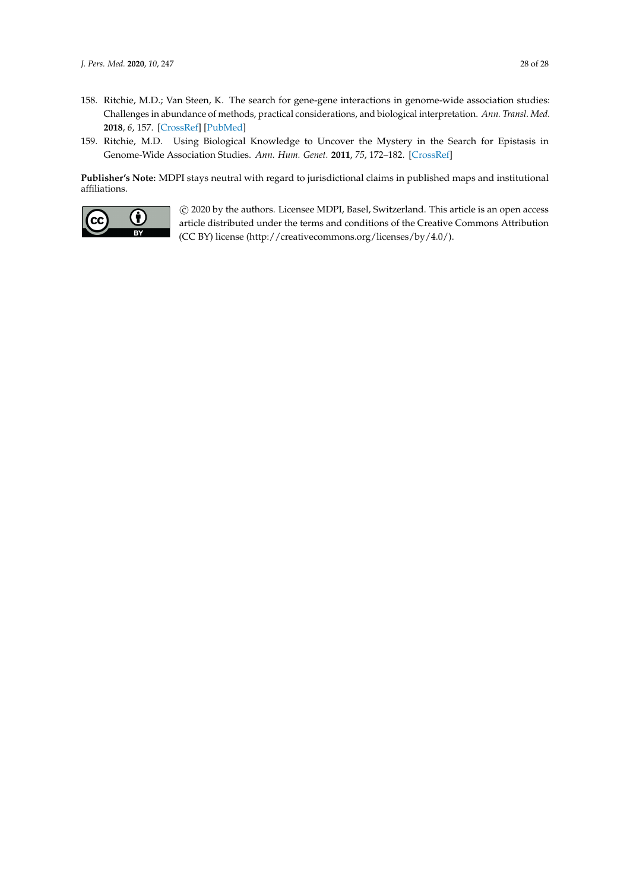158. Ritchie, M.D.; Van Steen, K. The search for gene-gene interactions in genome-wide association studies: Challenges in abundance of methods, practical considerations, and biological interpretation. *Ann. Transl. Med.* **2018**, *6*, 157. [CrossRef] [PubMed]
159. Ritchie, M.D. Using Biological Knowledge to Uncover the Mystery in the Search for Epistasis in Genome-Wide Association Studies. *Ann. Hum. Genet.* **2011**, *75*, 172–182. [CrossRef]

**Publisher's Note:** MDPI stays neutral with regard to jurisdictional claims in published maps and institutional affiliations.

© 2020 by the authors. Licensee MDPI, Basel, Switzerland. This article is an open access article distributed under the terms and conditions of the Creative Commons Attribution (CC BY) license (http://creativecommons.org/licenses/by/4.0/).